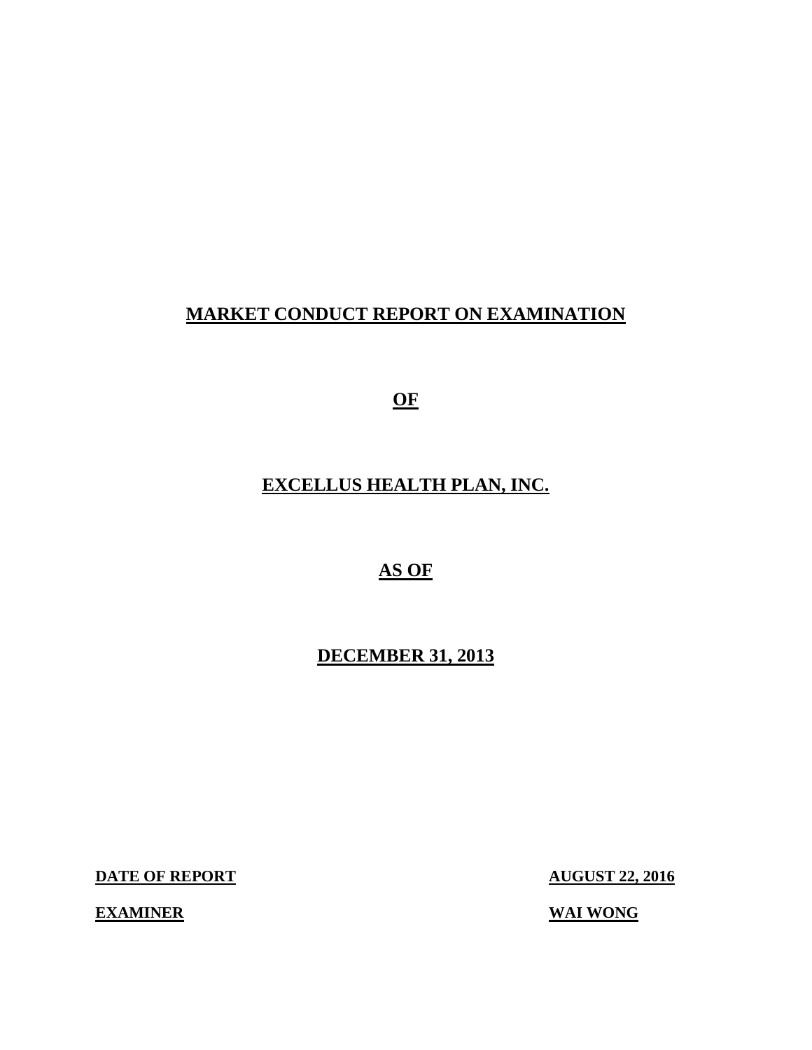# MARKET CONDUCT REPORT ON EXAMINATION

# OF

# EXCELLUS HEALTH PLAN, INC.

# AS OF

# DECEMBER 31, 2013

| | |
|---|---|
| **DATE OF REPORT** | **AUGUST 22, 2016** |
| **EXAMINER** | **WAI WONG** |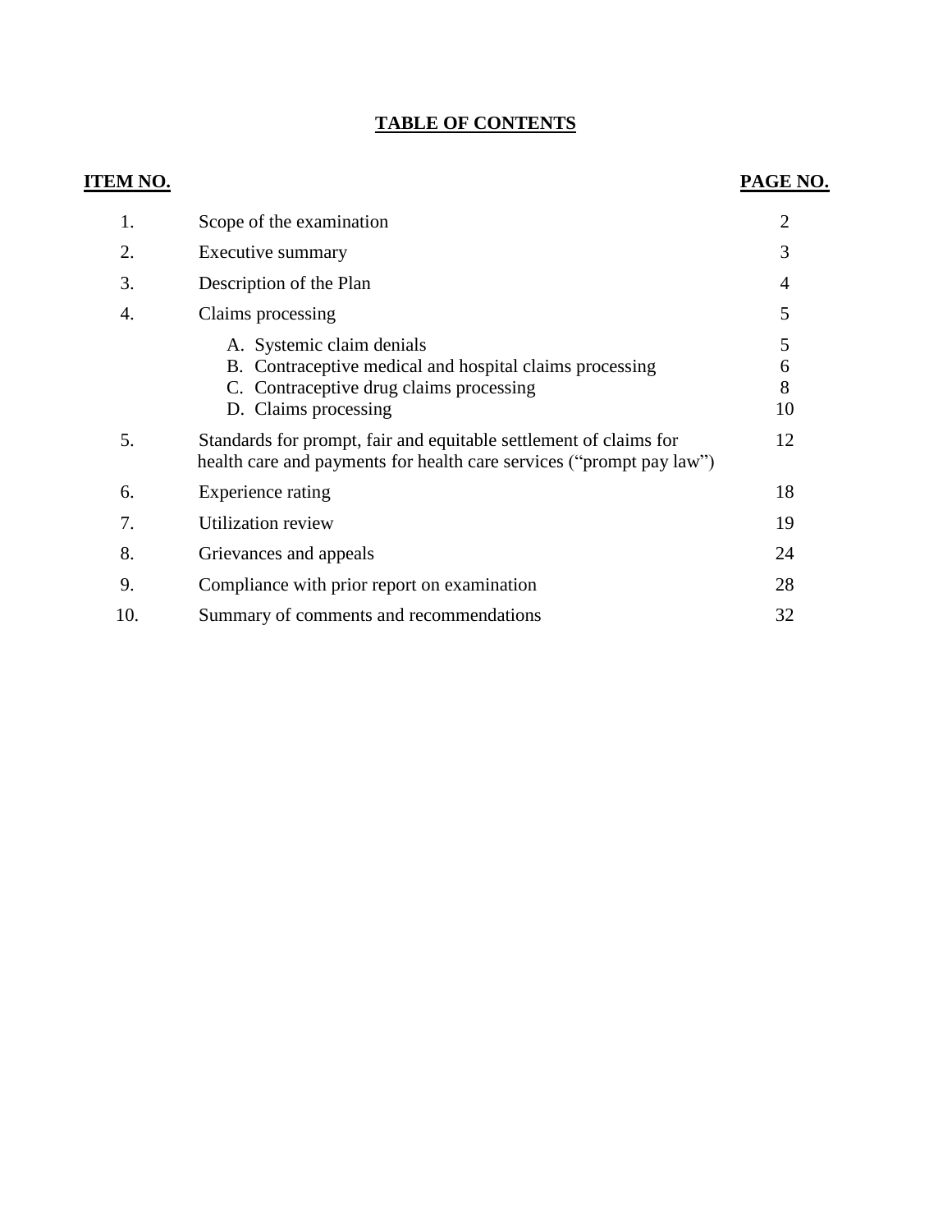# TABLE OF CONTENTS

| ITEM NO. | | PAGE NO. |
|---|---|---|
| 1. | Scope of the examination | 2 |
| 2. | Executive summary | 3 |
| 3. | Description of the Plan | 4 |
| 4. | Claims processing | 5 |
| | A. Systemic claim denials | 5 |
| | B. Contraceptive medical and hospital claims processing | 6 |
| | C. Contraceptive drug claims processing | 8 |
| | D. Claims processing | 10 |
| 5. | Standards for prompt, fair and equitable settlement of claims for health care and payments for health care services ("prompt pay law") | 12 |
| 6. | Experience rating | 18 |
| 7. | Utilization review | 19 |
| 8. | Grievances and appeals | 24 |
| 9. | Compliance with prior report on examination | 28 |
| 10. | Summary of comments and recommendations | 32 |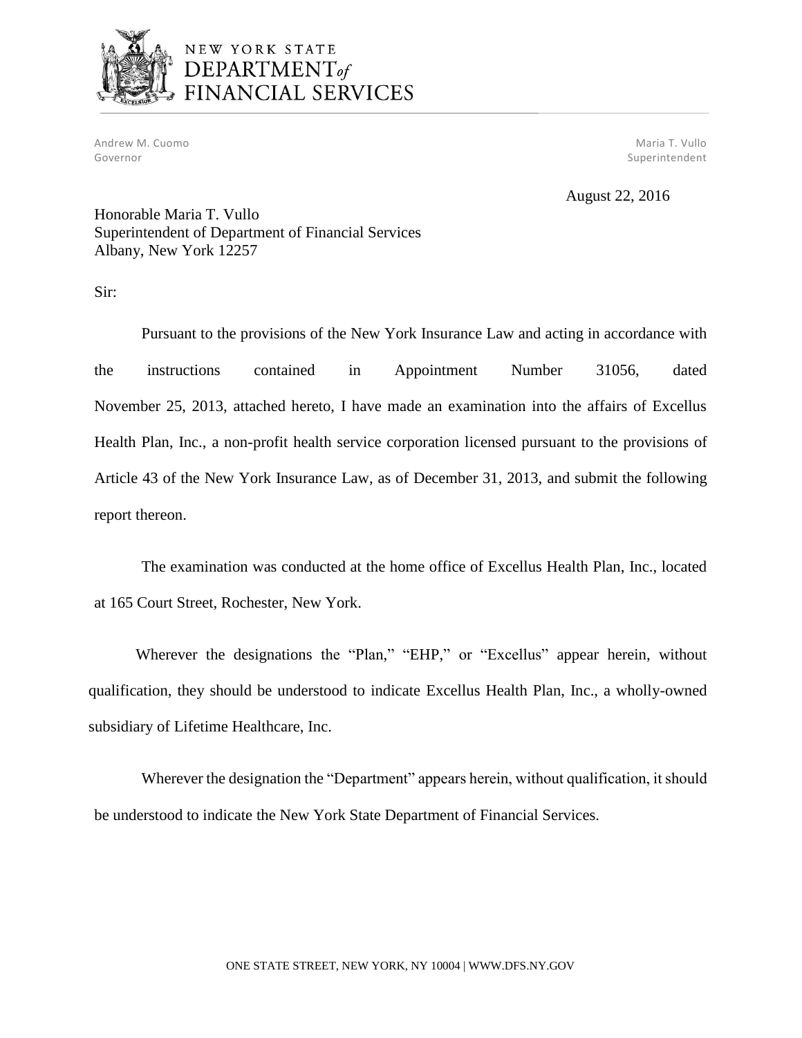NEW YORK STATE DEPARTMENT *of* FINANCIAL SERVICES

Andrew M. Cuomo
Governor

Maria T. Vullo
Superintendent

August 22, 2016

Honorable Maria T. Vullo
Superintendent of Department of Financial Services
Albany, New York 12257

Sir:

Pursuant to the provisions of the New York Insurance Law and acting in accordance with the instructions contained in Appointment Number 31056, dated November 25, 2013, attached hereto, I have made an examination into the affairs of Excellus Health Plan, Inc., a non-profit health service corporation licensed pursuant to the provisions of Article 43 of the New York Insurance Law, as of December 31, 2013, and submit the following report thereon.

The examination was conducted at the home office of Excellus Health Plan, Inc., located at 165 Court Street, Rochester, New York.

Wherever the designations the "Plan," "EHP," or "Excellus" appear herein, without qualification, they should be understood to indicate Excellus Health Plan, Inc., a wholly-owned subsidiary of Lifetime Healthcare, Inc.

Wherever the designation the "Department" appears herein, without qualification, it should be understood to indicate the New York State Department of Financial Services.

ONE STATE STREET, NEW YORK, NY 10004 | WWW.DFS.NY.GOV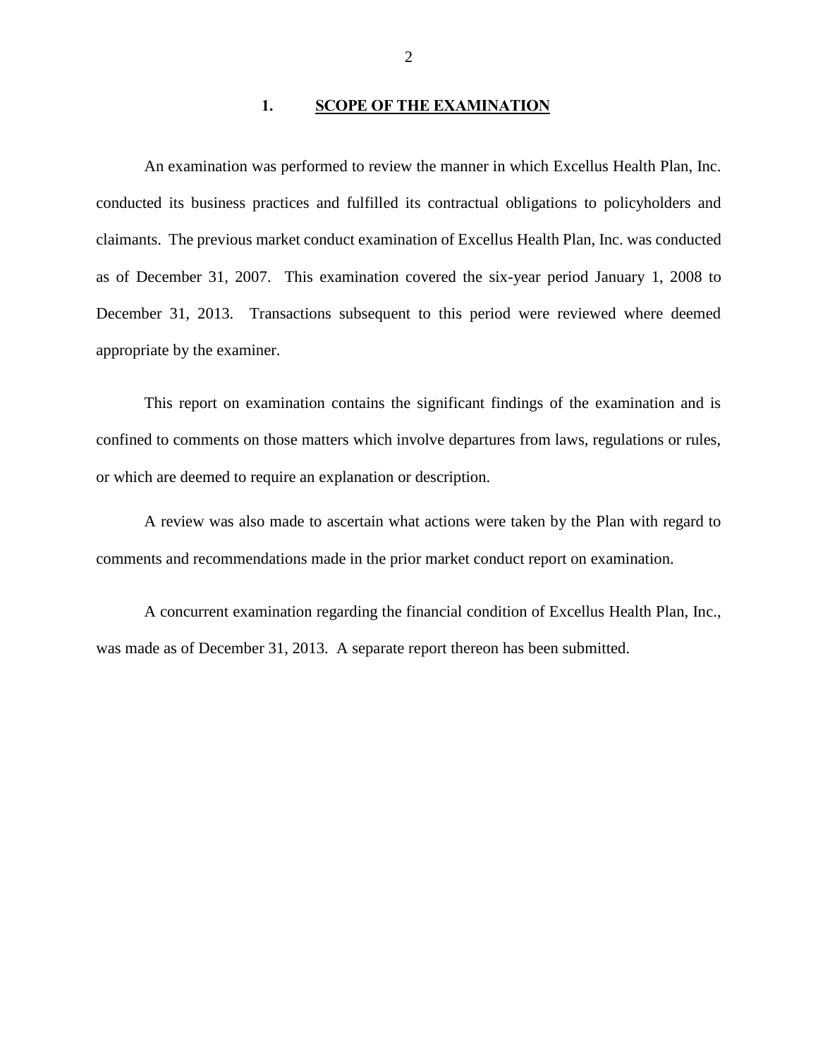## 1. SCOPE OF THE EXAMINATION

An examination was performed to review the manner in which Excellus Health Plan, Inc. conducted its business practices and fulfilled its contractual obligations to policyholders and claimants. The previous market conduct examination of Excellus Health Plan, Inc. was conducted as of December 31, 2007. This examination covered the six-year period January 1, 2008 to December 31, 2013. Transactions subsequent to this period were reviewed where deemed appropriate by the examiner.

This report on examination contains the significant findings of the examination and is confined to comments on those matters which involve departures from laws, regulations or rules, or which are deemed to require an explanation or description.

A review was also made to ascertain what actions were taken by the Plan with regard to comments and recommendations made in the prior market conduct report on examination.

A concurrent examination regarding the financial condition of Excellus Health Plan, Inc., was made as of December 31, 2013. A separate report thereon has been submitted.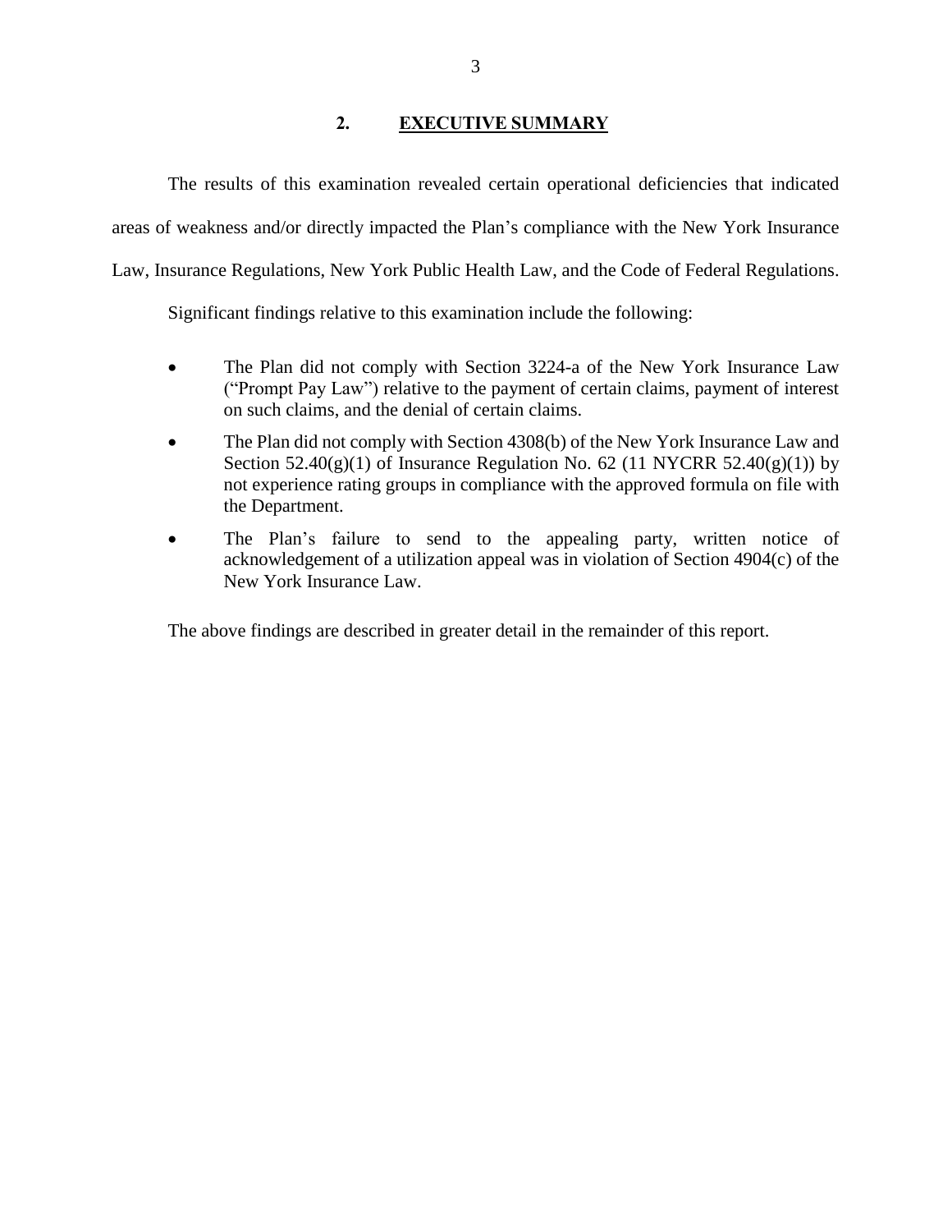## 2. EXECUTIVE SUMMARY

The results of this examination revealed certain operational deficiencies that indicated areas of weakness and/or directly impacted the Plan's compliance with the New York Insurance Law, Insurance Regulations, New York Public Health Law, and the Code of Federal Regulations.

Significant findings relative to this examination include the following:

- The Plan did not comply with Section 3224-a of the New York Insurance Law ("Prompt Pay Law") relative to the payment of certain claims, payment of interest on such claims, and the denial of certain claims.
- The Plan did not comply with Section 4308(b) of the New York Insurance Law and Section 52.40(g)(1) of Insurance Regulation No. 62 (11 NYCRR 52.40(g)(1)) by not experience rating groups in compliance with the approved formula on file with the Department.
- The Plan's failure to send to the appealing party, written notice of acknowledgement of a utilization appeal was in violation of Section 4904(c) of the New York Insurance Law.

The above findings are described in greater detail in the remainder of this report.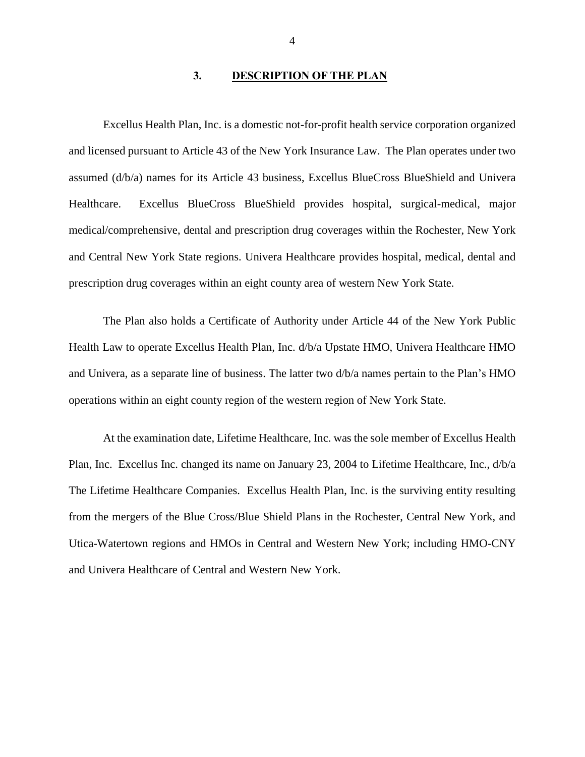## 3. DESCRIPTION OF THE PLAN

Excellus Health Plan, Inc. is a domestic not-for-profit health service corporation organized and licensed pursuant to Article 43 of the New York Insurance Law. The Plan operates under two assumed (d/b/a) names for its Article 43 business, Excellus BlueCross BlueShield and Univera Healthcare. Excellus BlueCross BlueShield provides hospital, surgical-medical, major medical/comprehensive, dental and prescription drug coverages within the Rochester, New York and Central New York State regions. Univera Healthcare provides hospital, medical, dental and prescription drug coverages within an eight county area of western New York State.

The Plan also holds a Certificate of Authority under Article 44 of the New York Public Health Law to operate Excellus Health Plan, Inc. d/b/a Upstate HMO, Univera Healthcare HMO and Univera, as a separate line of business. The latter two d/b/a names pertain to the Plan's HMO operations within an eight county region of the western region of New York State.

At the examination date, Lifetime Healthcare, Inc. was the sole member of Excellus Health Plan, Inc. Excellus Inc. changed its name on January 23, 2004 to Lifetime Healthcare, Inc., d/b/a The Lifetime Healthcare Companies. Excellus Health Plan, Inc. is the surviving entity resulting from the mergers of the Blue Cross/Blue Shield Plans in the Rochester, Central New York, and Utica-Watertown regions and HMOs in Central and Western New York; including HMO-CNY and Univera Healthcare of Central and Western New York.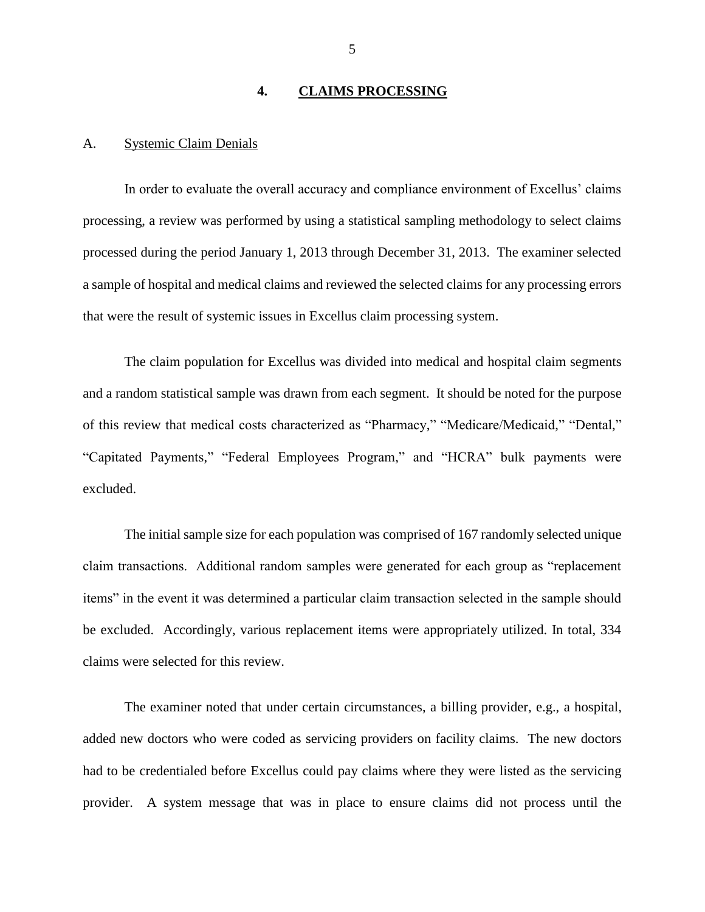## 4. CLAIMS PROCESSING

### A. Systemic Claim Denials

In order to evaluate the overall accuracy and compliance environment of Excellus' claims processing, a review was performed by using a statistical sampling methodology to select claims processed during the period January 1, 2013 through December 31, 2013. The examiner selected a sample of hospital and medical claims and reviewed the selected claims for any processing errors that were the result of systemic issues in Excellus claim processing system.

The claim population for Excellus was divided into medical and hospital claim segments and a random statistical sample was drawn from each segment. It should be noted for the purpose of this review that medical costs characterized as "Pharmacy," "Medicare/Medicaid," "Dental," "Capitated Payments," "Federal Employees Program," and "HCRA" bulk payments were excluded.

The initial sample size for each population was comprised of 167 randomly selected unique claim transactions. Additional random samples were generated for each group as "replacement items" in the event it was determined a particular claim transaction selected in the sample should be excluded. Accordingly, various replacement items were appropriately utilized. In total, 334 claims were selected for this review.

The examiner noted that under certain circumstances, a billing provider, e.g., a hospital, added new doctors who were coded as servicing providers on facility claims. The new doctors had to be credentialed before Excellus could pay claims where they were listed as the servicing provider. A system message that was in place to ensure claims did not process until the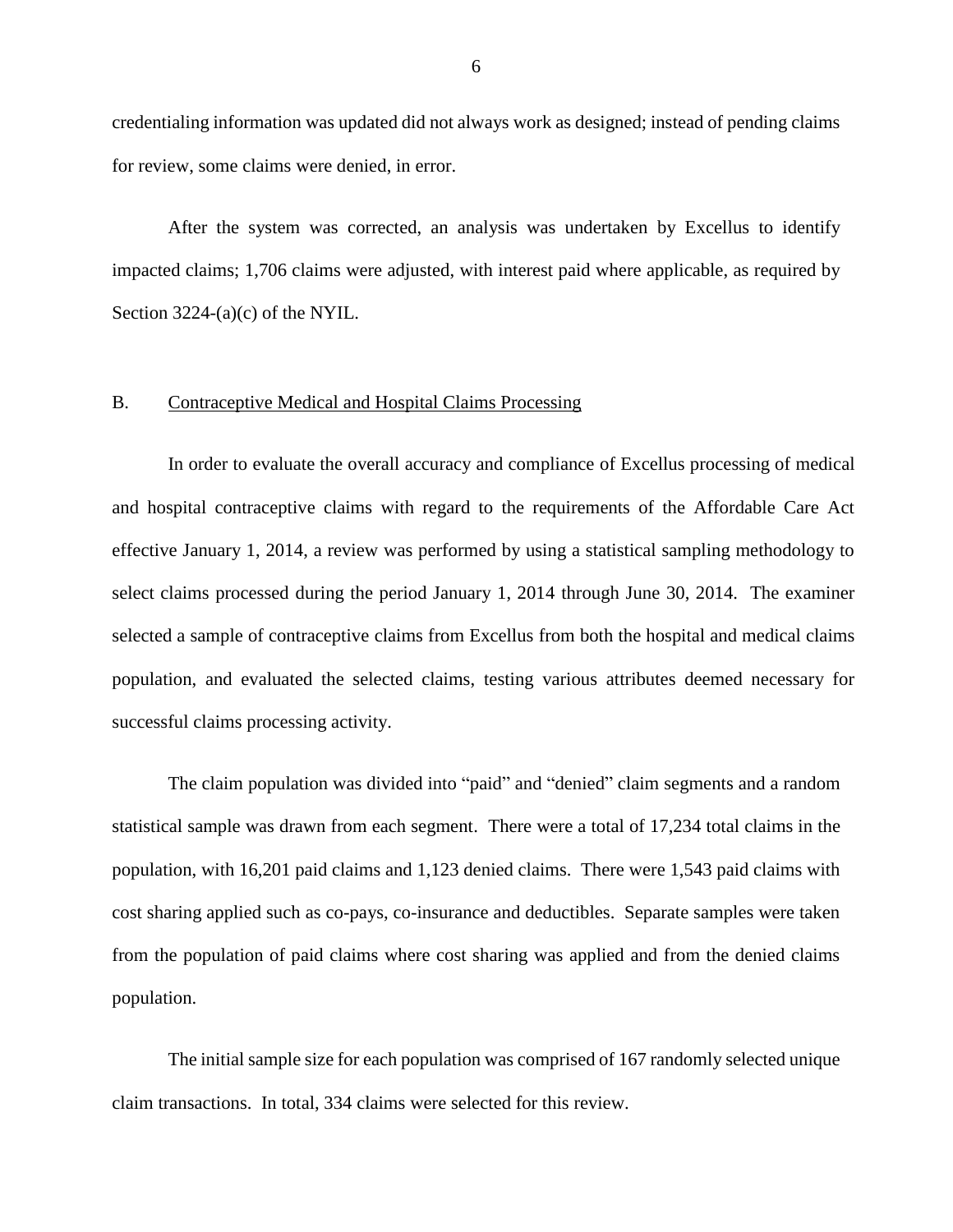credentialing information was updated did not always work as designed; instead of pending claims for review, some claims were denied, in error.

After the system was corrected, an analysis was undertaken by Excellus to identify impacted claims; 1,706 claims were adjusted, with interest paid where applicable, as required by Section 3224-(a)(c) of the NYIL.

## B. Contraceptive Medical and Hospital Claims Processing

In order to evaluate the overall accuracy and compliance of Excellus processing of medical and hospital contraceptive claims with regard to the requirements of the Affordable Care Act effective January 1, 2014, a review was performed by using a statistical sampling methodology to select claims processed during the period January 1, 2014 through June 30, 2014. The examiner selected a sample of contraceptive claims from Excellus from both the hospital and medical claims population, and evaluated the selected claims, testing various attributes deemed necessary for successful claims processing activity.

The claim population was divided into "paid" and "denied" claim segments and a random statistical sample was drawn from each segment. There were a total of 17,234 total claims in the population, with 16,201 paid claims and 1,123 denied claims. There were 1,543 paid claims with cost sharing applied such as co-pays, co-insurance and deductibles. Separate samples were taken from the population of paid claims where cost sharing was applied and from the denied claims population.

The initial sample size for each population was comprised of 167 randomly selected unique claim transactions. In total, 334 claims were selected for this review.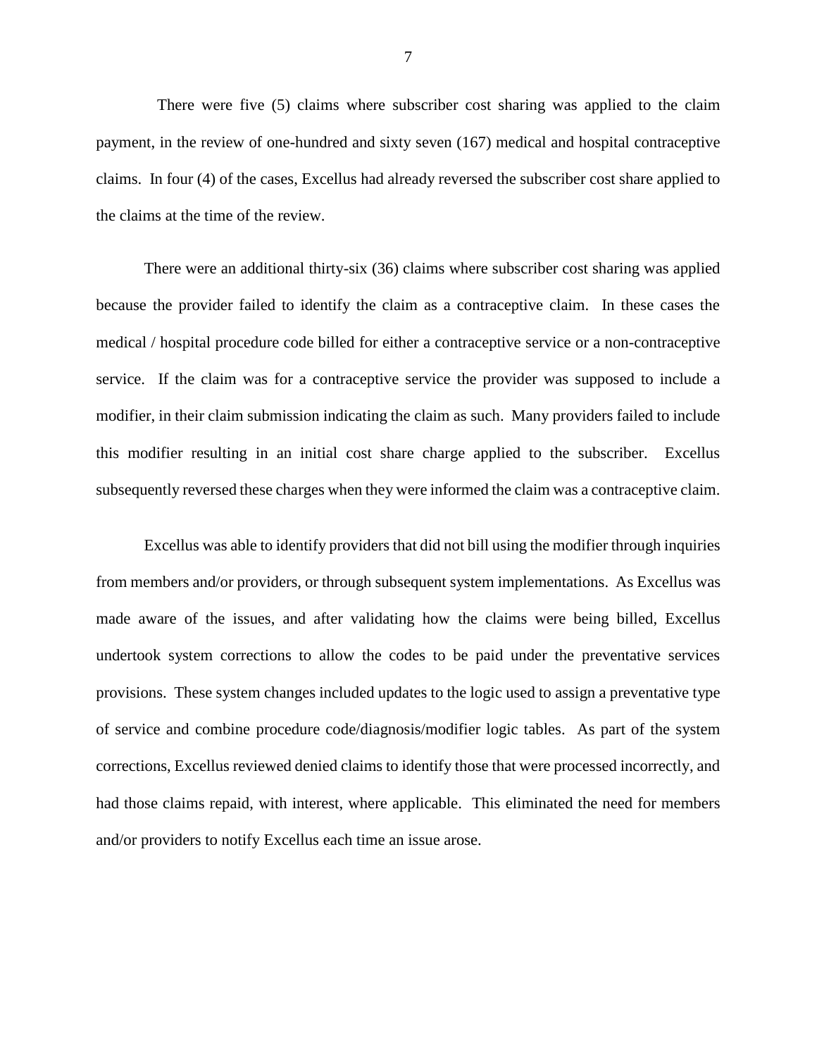There were five (5) claims where subscriber cost sharing was applied to the claim payment, in the review of one-hundred and sixty seven (167) medical and hospital contraceptive claims. In four (4) of the cases, Excellus had already reversed the subscriber cost share applied to the claims at the time of the review.

There were an additional thirty-six (36) claims where subscriber cost sharing was applied because the provider failed to identify the claim as a contraceptive claim. In these cases the medical / hospital procedure code billed for either a contraceptive service or a non-contraceptive service. If the claim was for a contraceptive service the provider was supposed to include a modifier, in their claim submission indicating the claim as such. Many providers failed to include this modifier resulting in an initial cost share charge applied to the subscriber. Excellus subsequently reversed these charges when they were informed the claim was a contraceptive claim.

Excellus was able to identify providers that did not bill using the modifier through inquiries from members and/or providers, or through subsequent system implementations. As Excellus was made aware of the issues, and after validating how the claims were being billed, Excellus undertook system corrections to allow the codes to be paid under the preventative services provisions. These system changes included updates to the logic used to assign a preventative type of service and combine procedure code/diagnosis/modifier logic tables. As part of the system corrections, Excellus reviewed denied claims to identify those that were processed incorrectly, and had those claims repaid, with interest, where applicable. This eliminated the need for members and/or providers to notify Excellus each time an issue arose.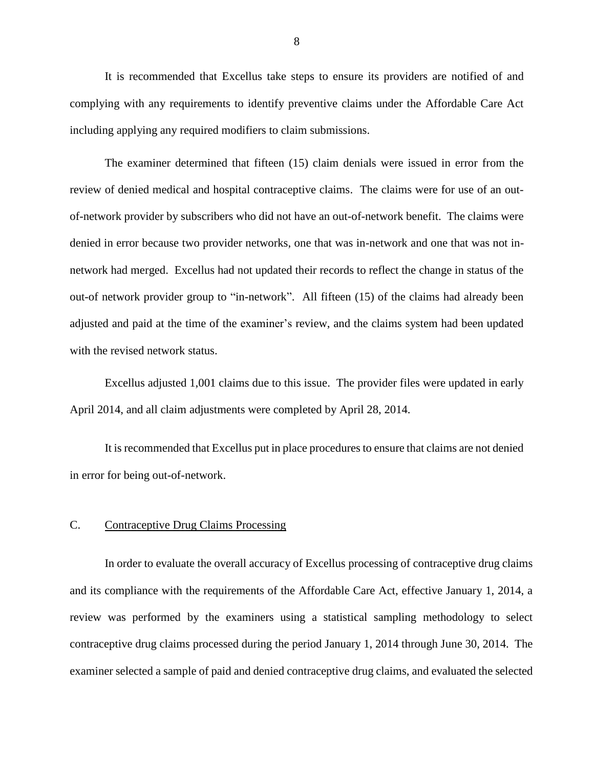It is recommended that Excellus take steps to ensure its providers are notified of and complying with any requirements to identify preventive claims under the Affordable Care Act including applying any required modifiers to claim submissions.

The examiner determined that fifteen (15) claim denials were issued in error from the review of denied medical and hospital contraceptive claims. The claims were for use of an out-of-network provider by subscribers who did not have an out-of-network benefit. The claims were denied in error because two provider networks, one that was in-network and one that was not in-network had merged. Excellus had not updated their records to reflect the change in status of the out-of network provider group to "in-network". All fifteen (15) of the claims had already been adjusted and paid at the time of the examiner's review, and the claims system had been updated with the revised network status.

Excellus adjusted 1,001 claims due to this issue. The provider files were updated in early April 2014, and all claim adjustments were completed by April 28, 2014.

It is recommended that Excellus put in place procedures to ensure that claims are not denied in error for being out-of-network.

## C. Contraceptive Drug Claims Processing

In order to evaluate the overall accuracy of Excellus processing of contraceptive drug claims and its compliance with the requirements of the Affordable Care Act, effective January 1, 2014, a review was performed by the examiners using a statistical sampling methodology to select contraceptive drug claims processed during the period January 1, 2014 through June 30, 2014. The examiner selected a sample of paid and denied contraceptive drug claims, and evaluated the selected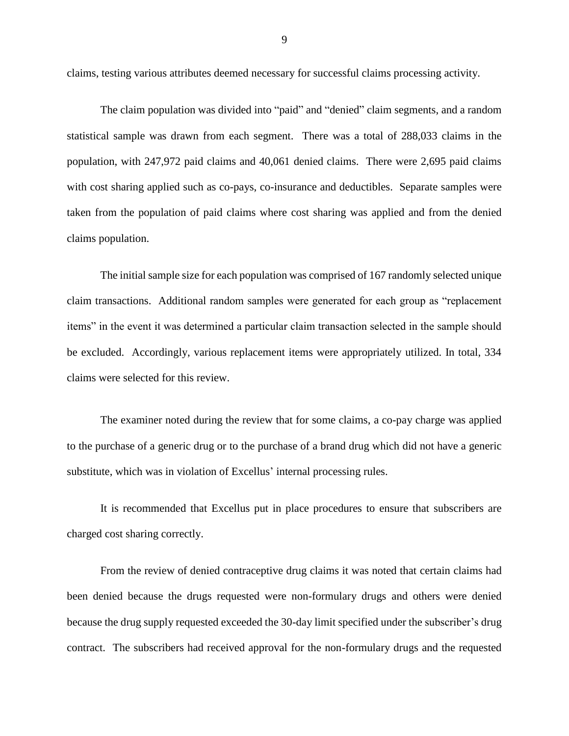claims, testing various attributes deemed necessary for successful claims processing activity.

The claim population was divided into "paid" and "denied" claim segments, and a random statistical sample was drawn from each segment. There was a total of 288,033 claims in the population, with 247,972 paid claims and 40,061 denied claims. There were 2,695 paid claims with cost sharing applied such as co-pays, co-insurance and deductibles. Separate samples were taken from the population of paid claims where cost sharing was applied and from the denied claims population.

The initial sample size for each population was comprised of 167 randomly selected unique claim transactions. Additional random samples were generated for each group as "replacement items" in the event it was determined a particular claim transaction selected in the sample should be excluded. Accordingly, various replacement items were appropriately utilized. In total, 334 claims were selected for this review.

The examiner noted during the review that for some claims, a co-pay charge was applied to the purchase of a generic drug or to the purchase of a brand drug which did not have a generic substitute, which was in violation of Excellus' internal processing rules.

It is recommended that Excellus put in place procedures to ensure that subscribers are charged cost sharing correctly.

From the review of denied contraceptive drug claims it was noted that certain claims had been denied because the drugs requested were non-formulary drugs and others were denied because the drug supply requested exceeded the 30-day limit specified under the subscriber's drug contract. The subscribers had received approval for the non-formulary drugs and the requested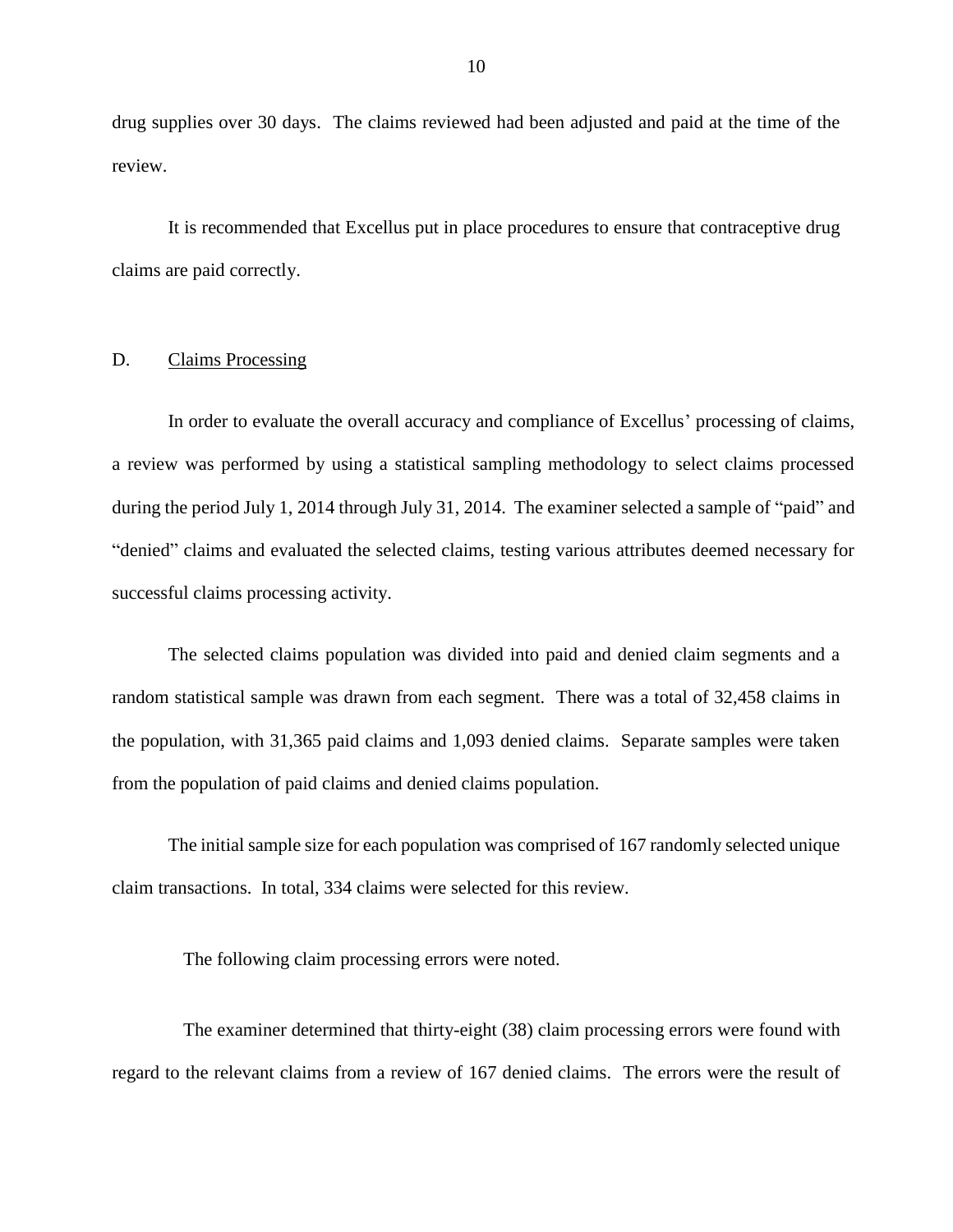drug supplies over 30 days. The claims reviewed had been adjusted and paid at the time of the review.

It is recommended that Excellus put in place procedures to ensure that contraceptive drug claims are paid correctly.

## D. Claims Processing

In order to evaluate the overall accuracy and compliance of Excellus' processing of claims, a review was performed by using a statistical sampling methodology to select claims processed during the period July 1, 2014 through July 31, 2014. The examiner selected a sample of "paid" and "denied" claims and evaluated the selected claims, testing various attributes deemed necessary for successful claims processing activity.

The selected claims population was divided into paid and denied claim segments and a random statistical sample was drawn from each segment. There was a total of 32,458 claims in the population, with 31,365 paid claims and 1,093 denied claims. Separate samples were taken from the population of paid claims and denied claims population.

The initial sample size for each population was comprised of 167 randomly selected unique claim transactions. In total, 334 claims were selected for this review.

The following claim processing errors were noted.

The examiner determined that thirty-eight (38) claim processing errors were found with regard to the relevant claims from a review of 167 denied claims. The errors were the result of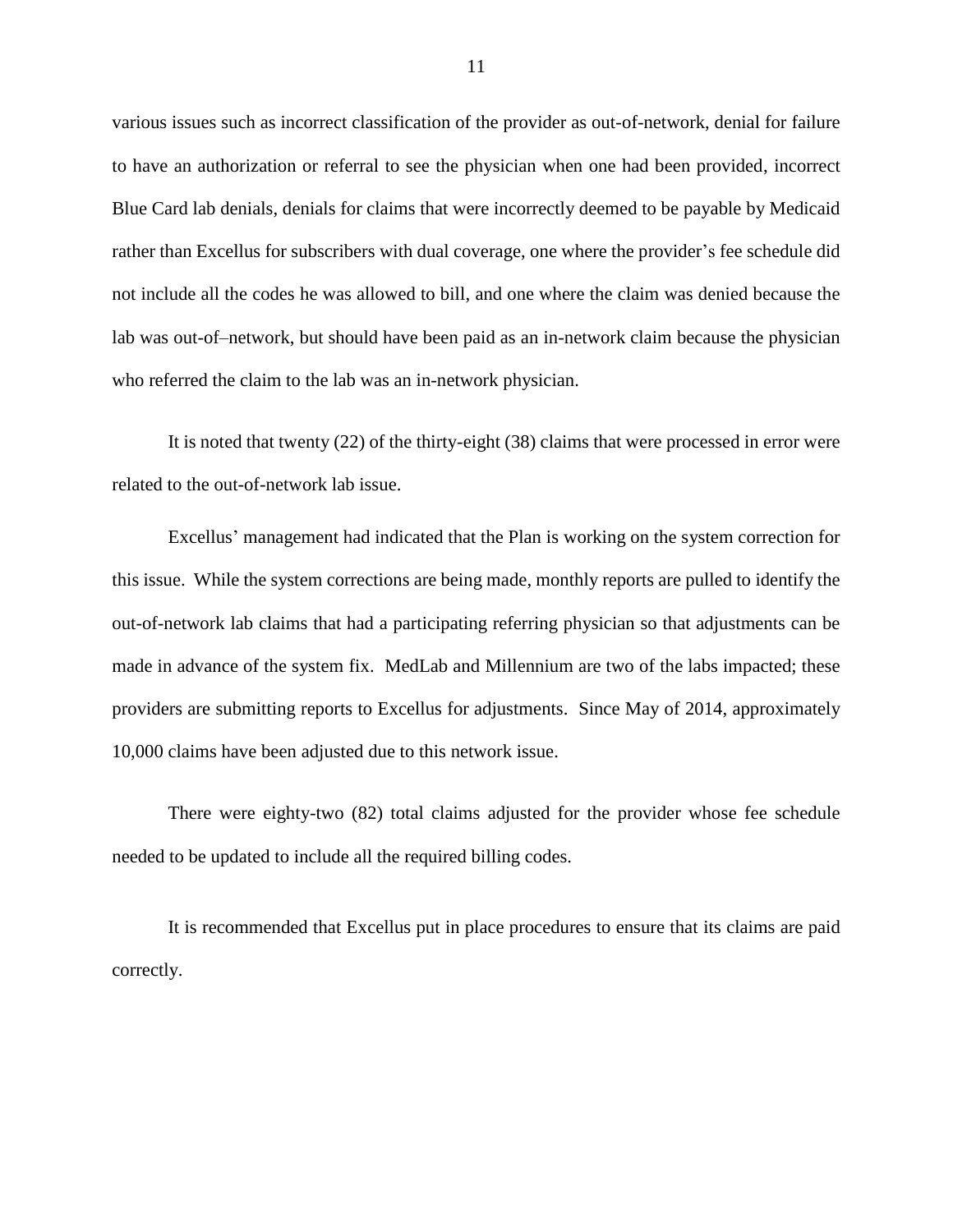various issues such as incorrect classification of the provider as out-of-network, denial for failure to have an authorization or referral to see the physician when one had been provided, incorrect Blue Card lab denials, denials for claims that were incorrectly deemed to be payable by Medicaid rather than Excellus for subscribers with dual coverage, one where the provider's fee schedule did not include all the codes he was allowed to bill, and one where the claim was denied because the lab was out-of–network, but should have been paid as an in-network claim because the physician who referred the claim to the lab was an in-network physician.

It is noted that twenty (22) of the thirty-eight (38) claims that were processed in error were related to the out-of-network lab issue.

Excellus' management had indicated that the Plan is working on the system correction for this issue. While the system corrections are being made, monthly reports are pulled to identify the out-of-network lab claims that had a participating referring physician so that adjustments can be made in advance of the system fix. MedLab and Millennium are two of the labs impacted; these providers are submitting reports to Excellus for adjustments. Since May of 2014, approximately 10,000 claims have been adjusted due to this network issue.

There were eighty-two (82) total claims adjusted for the provider whose fee schedule needed to be updated to include all the required billing codes.

It is recommended that Excellus put in place procedures to ensure that its claims are paid correctly.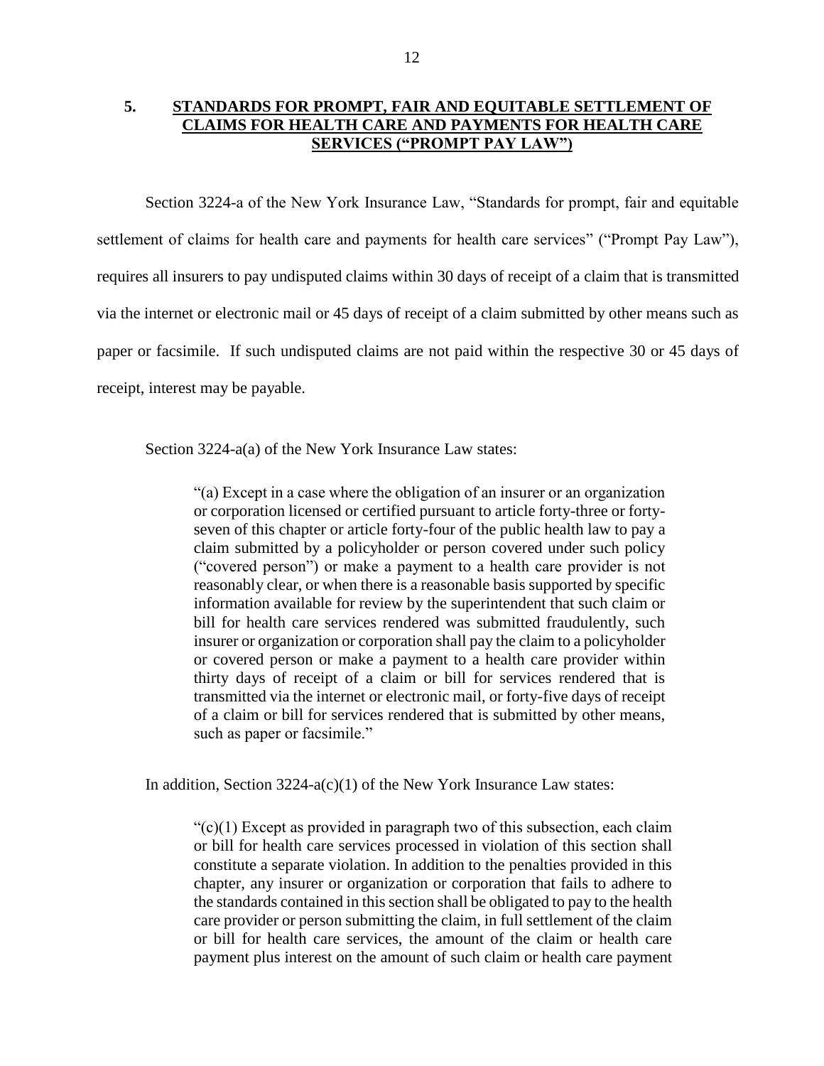## 5. STANDARDS FOR PROMPT, FAIR AND EQUITABLE SETTLEMENT OF CLAIMS FOR HEALTH CARE AND PAYMENTS FOR HEALTH CARE SERVICES ("PROMPT PAY LAW")

Section 3224-a of the New York Insurance Law, "Standards for prompt, fair and equitable settlement of claims for health care and payments for health care services" ("Prompt Pay Law"), requires all insurers to pay undisputed claims within 30 days of receipt of a claim that is transmitted via the internet or electronic mail or 45 days of receipt of a claim submitted by other means such as paper or facsimile. If such undisputed claims are not paid within the respective 30 or 45 days of receipt, interest may be payable.

Section 3224-a(a) of the New York Insurance Law states:

> "(a) Except in a case where the obligation of an insurer or an organization or corporation licensed or certified pursuant to article forty-three or forty-seven of this chapter or article forty-four of the public health law to pay a claim submitted by a policyholder or person covered under such policy ("covered person") or make a payment to a health care provider is not reasonably clear, or when there is a reasonable basis supported by specific information available for review by the superintendent that such claim or bill for health care services rendered was submitted fraudulently, such insurer or organization or corporation shall pay the claim to a policyholder or covered person or make a payment to a health care provider within thirty days of receipt of a claim or bill for services rendered that is transmitted via the internet or electronic mail, or forty-five days of receipt of a claim or bill for services rendered that is submitted by other means, such as paper or facsimile."

In addition, Section 3224-a(c)(1) of the New York Insurance Law states:

> "(c)(1) Except as provided in paragraph two of this subsection, each claim or bill for health care services processed in violation of this section shall constitute a separate violation. In addition to the penalties provided in this chapter, any insurer or organization or corporation that fails to adhere to the standards contained in this section shall be obligated to pay to the health care provider or person submitting the claim, in full settlement of the claim or bill for health care services, the amount of the claim or health care payment plus interest on the amount of such claim or health care payment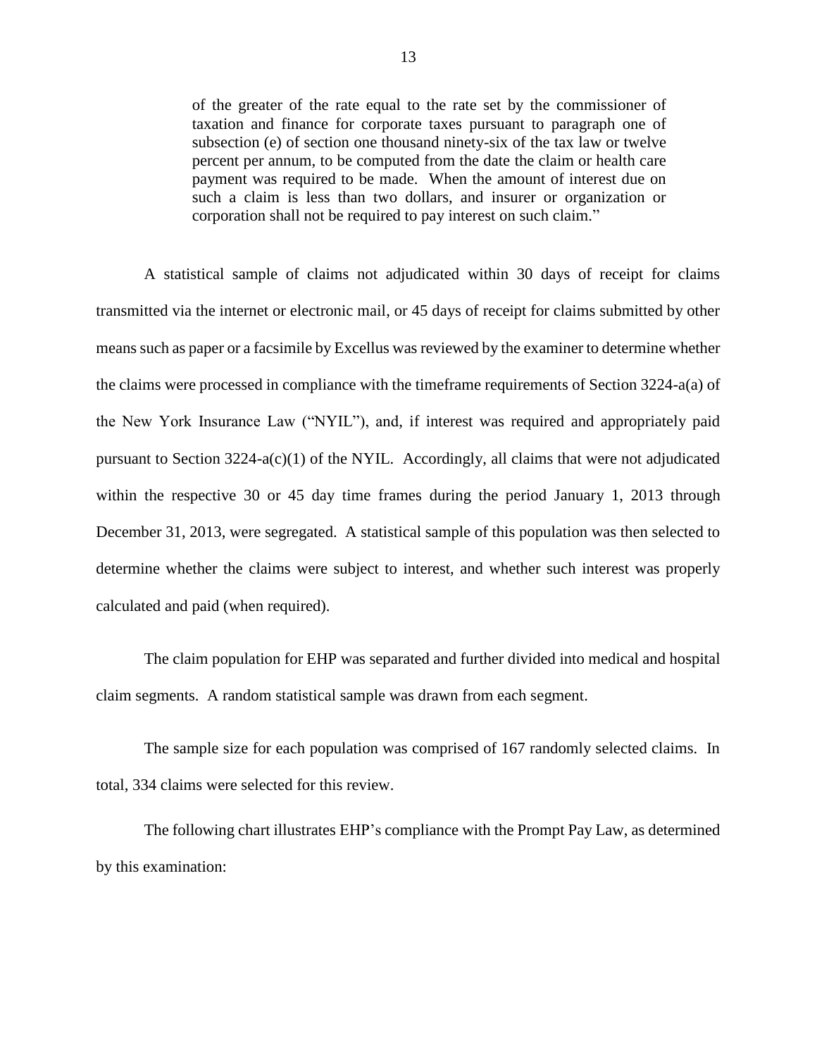> of the greater of the rate equal to the rate set by the commissioner of taxation and finance for corporate taxes pursuant to paragraph one of subsection (e) of section one thousand ninety-six of the tax law or twelve percent per annum, to be computed from the date the claim or health care payment was required to be made. When the amount of interest due on such a claim is less than two dollars, and insurer or organization or corporation shall not be required to pay interest on such claim."

A statistical sample of claims not adjudicated within 30 days of receipt for claims transmitted via the internet or electronic mail, or 45 days of receipt for claims submitted by other means such as paper or a facsimile by Excellus was reviewed by the examiner to determine whether the claims were processed in compliance with the timeframe requirements of Section 3224-a(a) of the New York Insurance Law ("NYIL"), and, if interest was required and appropriately paid pursuant to Section 3224-a(c)(1) of the NYIL. Accordingly, all claims that were not adjudicated within the respective 30 or 45 day time frames during the period January 1, 2013 through December 31, 2013, were segregated. A statistical sample of this population was then selected to determine whether the claims were subject to interest, and whether such interest was properly calculated and paid (when required).

The claim population for EHP was separated and further divided into medical and hospital claim segments. A random statistical sample was drawn from each segment.

The sample size for each population was comprised of 167 randomly selected claims. In total, 334 claims were selected for this review.

The following chart illustrates EHP's compliance with the Prompt Pay Law, as determined by this examination: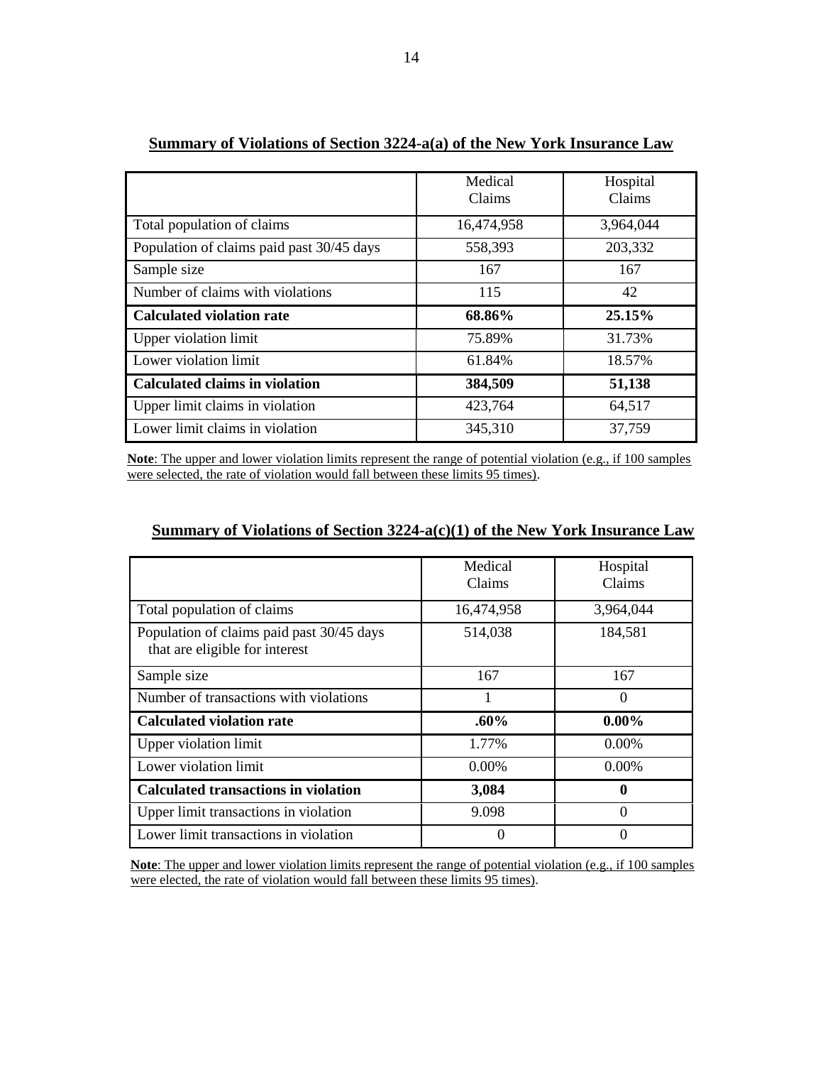**Summary of Violations of Section 3224-a(a) of the New York Insurance Law**

| | Medical Claims | Hospital Claims |
|---|---|---|
| Total population of claims | 16,474,958 | 3,964,044 |
| Population of claims paid past 30/45 days | 558,393 | 203,332 |
| Sample size | 167 | 167 |
| Number of claims with violations | 115 | 42 |
| **Calculated violation rate** | **68.86%** | **25.15%** |
| Upper violation limit | 75.89% | 31.73% |
| Lower violation limit | 61.84% | 18.57% |
| **Calculated claims in violation** | **384,509** | **51,138** |
| Upper limit claims in violation | 423,764 | 64,517 |
| Lower limit claims in violation | 345,310 | 37,759 |

**Note**: The upper and lower violation limits represent the range of potential violation (e.g., if 100 samples were selected, the rate of violation would fall between these limits 95 times).

**Summary of Violations of Section 3224-a(c)(1) of the New York Insurance Law**

| | Medical Claims | Hospital Claims |
|---|---|---|
| Total population of claims | 16,474,958 | 3,964,044 |
| Population of claims paid past 30/45 days that are eligible for interest | 514,038 | 184,581 |
| Sample size | 167 | 167 |
| Number of transactions with violations | 1 | 0 |
| **Calculated violation rate** | **.60%** | **0.00%** |
| Upper violation limit | 1.77% | 0.00% |
| Lower violation limit | 0.00% | 0.00% |
| **Calculated transactions in violation** | **3,084** | **0** |
| Upper limit transactions in violation | 9.098 | 0 |
| Lower limit transactions in violation | 0 | 0 |

**Note**: The upper and lower violation limits represent the range of potential violation (e.g., if 100 samples were elected, the rate of violation would fall between these limits 95 times).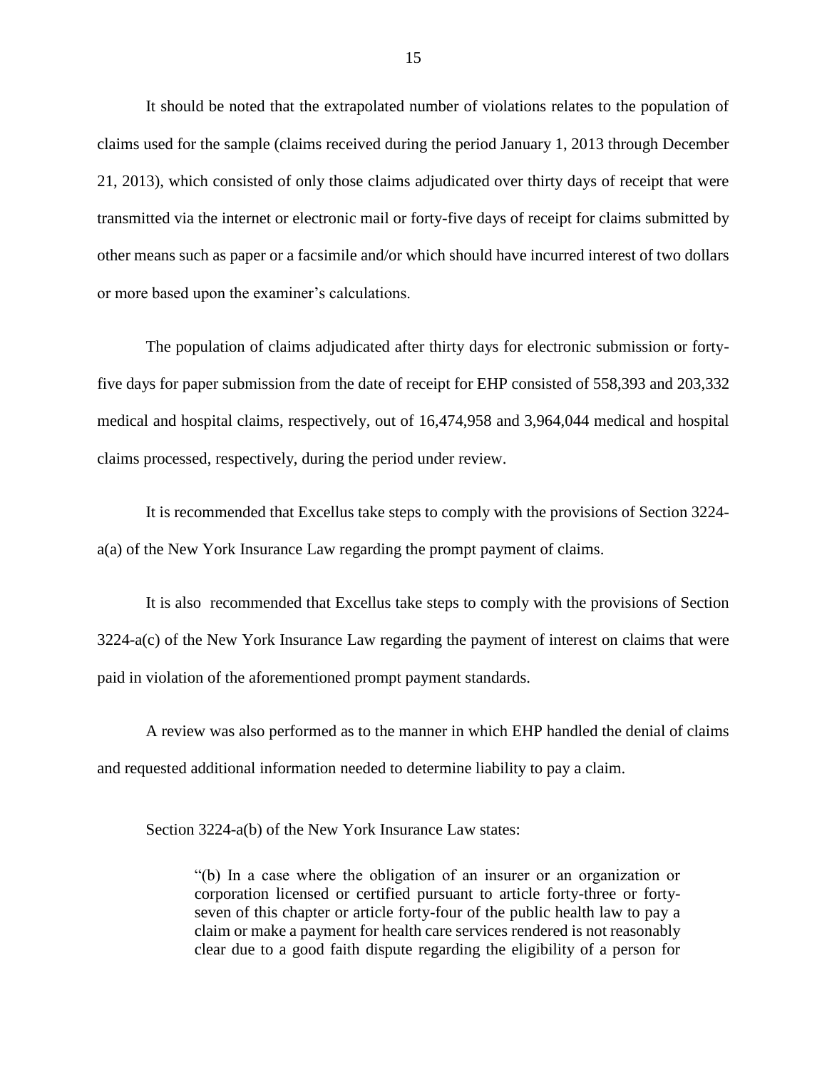It should be noted that the extrapolated number of violations relates to the population of claims used for the sample (claims received during the period January 1, 2013 through December 21, 2013), which consisted of only those claims adjudicated over thirty days of receipt that were transmitted via the internet or electronic mail or forty-five days of receipt for claims submitted by other means such as paper or a facsimile and/or which should have incurred interest of two dollars or more based upon the examiner's calculations.

The population of claims adjudicated after thirty days for electronic submission or forty-five days for paper submission from the date of receipt for EHP consisted of 558,393 and 203,332 medical and hospital claims, respectively, out of 16,474,958 and 3,964,044 medical and hospital claims processed, respectively, during the period under review.

It is recommended that Excellus take steps to comply with the provisions of Section 3224-a(a) of the New York Insurance Law regarding the prompt payment of claims.

It is also recommended that Excellus take steps to comply with the provisions of Section 3224-a(c) of the New York Insurance Law regarding the payment of interest on claims that were paid in violation of the aforementioned prompt payment standards.

A review was also performed as to the manner in which EHP handled the denial of claims and requested additional information needed to determine liability to pay a claim.

Section 3224-a(b) of the New York Insurance Law states:

> "(b) In a case where the obligation of an insurer or an organization or corporation licensed or certified pursuant to article forty-three or forty-seven of this chapter or article forty-four of the public health law to pay a claim or make a payment for health care services rendered is not reasonably clear due to a good faith dispute regarding the eligibility of a person for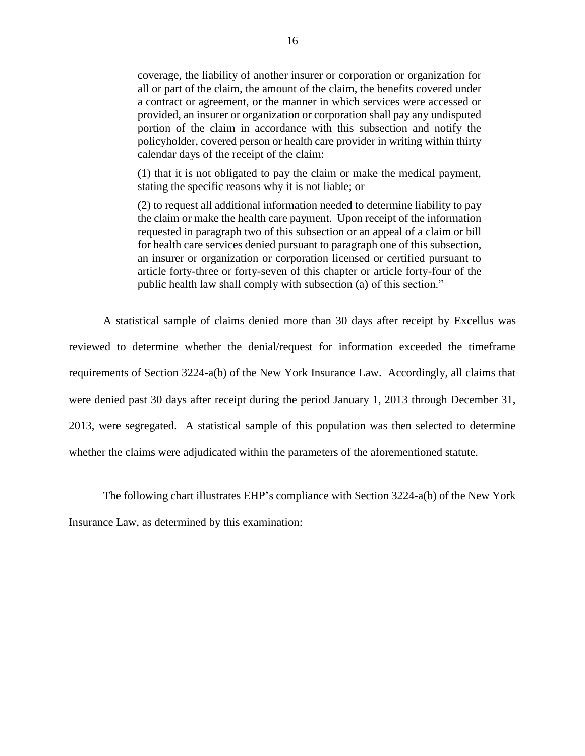> coverage, the liability of another insurer or corporation or organization for all or part of the claim, the amount of the claim, the benefits covered under a contract or agreement, or the manner in which services were accessed or provided, an insurer or organization or corporation shall pay any undisputed portion of the claim in accordance with this subsection and notify the policyholder, covered person or health care provider in writing within thirty calendar days of the receipt of the claim:
>
> (1) that it is not obligated to pay the claim or make the medical payment, stating the specific reasons why it is not liable; or
>
> (2) to request all additional information needed to determine liability to pay the claim or make the health care payment. Upon receipt of the information requested in paragraph two of this subsection or an appeal of a claim or bill for health care services denied pursuant to paragraph one of this subsection, an insurer or organization or corporation licensed or certified pursuant to article forty-three or forty-seven of this chapter or article forty-four of the public health law shall comply with subsection (a) of this section."

A statistical sample of claims denied more than 30 days after receipt by Excellus was reviewed to determine whether the denial/request for information exceeded the timeframe requirements of Section 3224-a(b) of the New York Insurance Law. Accordingly, all claims that were denied past 30 days after receipt during the period January 1, 2013 through December 31, 2013, were segregated. A statistical sample of this population was then selected to determine whether the claims were adjudicated within the parameters of the aforementioned statute.

The following chart illustrates EHP's compliance with Section 3224-a(b) of the New York Insurance Law, as determined by this examination: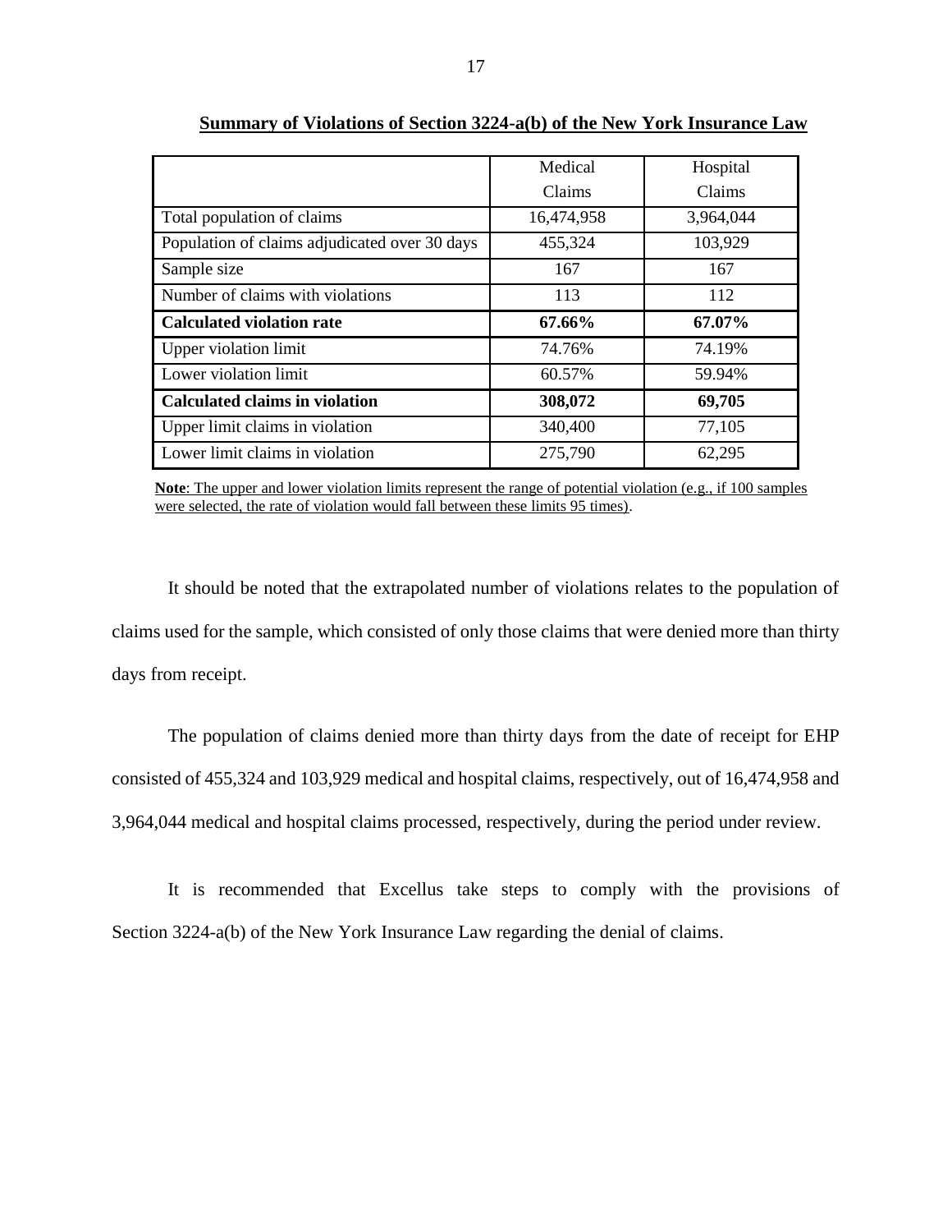**Summary of Violations of Section 3224-a(b) of the New York Insurance Law**

| | Medical Claims | Hospital Claims |
|---|---|---|
| Total population of claims | 16,474,958 | 3,964,044 |
| Population of claims adjudicated over 30 days | 455,324 | 103,929 |
| Sample size | 167 | 167 |
| Number of claims with violations | 113 | 112 |
| **Calculated violation rate** | **67.66%** | **67.07%** |
| Upper violation limit | 74.76% | 74.19% |
| Lower violation limit | 60.57% | 59.94% |
| **Calculated claims in violation** | **308,072** | **69,705** |
| Upper limit claims in violation | 340,400 | 77,105 |
| Lower limit claims in violation | 275,790 | 62,295 |

**Note**: The upper and lower violation limits represent the range of potential violation (e.g., if 100 samples were selected, the rate of violation would fall between these limits 95 times).

It should be noted that the extrapolated number of violations relates to the population of claims used for the sample, which consisted of only those claims that were denied more than thirty days from receipt.

The population of claims denied more than thirty days from the date of receipt for EHP consisted of 455,324 and 103,929 medical and hospital claims, respectively, out of 16,474,958 and 3,964,044 medical and hospital claims processed, respectively, during the period under review.

It is recommended that Excellus take steps to comply with the provisions of Section 3224-a(b) of the New York Insurance Law regarding the denial of claims.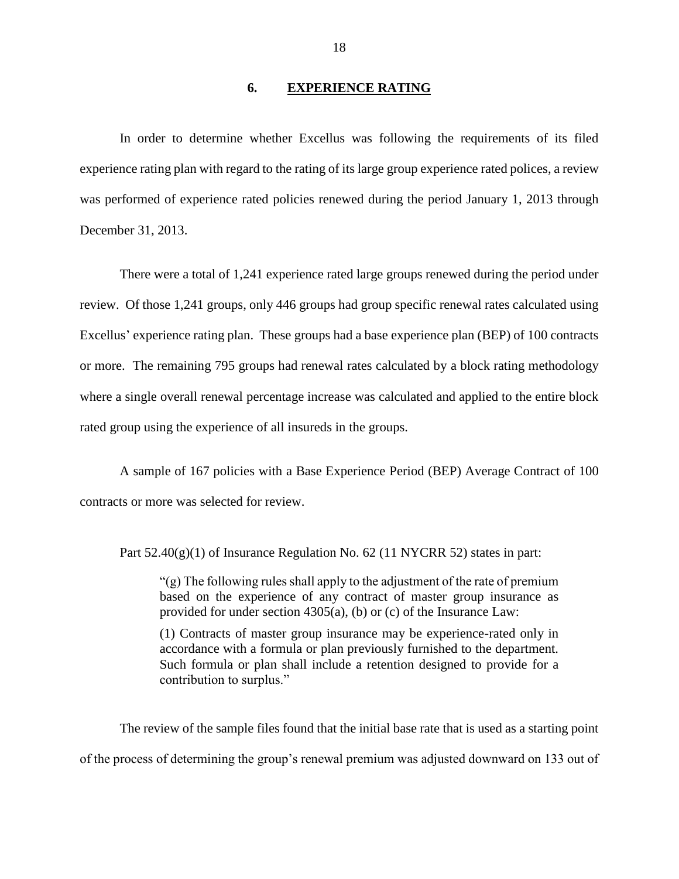## 6. EXPERIENCE RATING

In order to determine whether Excellus was following the requirements of its filed experience rating plan with regard to the rating of its large group experience rated polices, a review was performed of experience rated policies renewed during the period January 1, 2013 through December 31, 2013.

There were a total of 1,241 experience rated large groups renewed during the period under review. Of those 1,241 groups, only 446 groups had group specific renewal rates calculated using Excellus' experience rating plan. These groups had a base experience plan (BEP) of 100 contracts or more. The remaining 795 groups had renewal rates calculated by a block rating methodology where a single overall renewal percentage increase was calculated and applied to the entire block rated group using the experience of all insureds in the groups.

A sample of 167 policies with a Base Experience Period (BEP) Average Contract of 100 contracts or more was selected for review.

Part 52.40(g)(1) of Insurance Regulation No. 62 (11 NYCRR 52) states in part:

> "(g) The following rules shall apply to the adjustment of the rate of premium based on the experience of any contract of master group insurance as provided for under section 4305(a), (b) or (c) of the Insurance Law:
>
> (1) Contracts of master group insurance may be experience-rated only in accordance with a formula or plan previously furnished to the department. Such formula or plan shall include a retention designed to provide for a contribution to surplus."

The review of the sample files found that the initial base rate that is used as a starting point of the process of determining the group's renewal premium was adjusted downward on 133 out of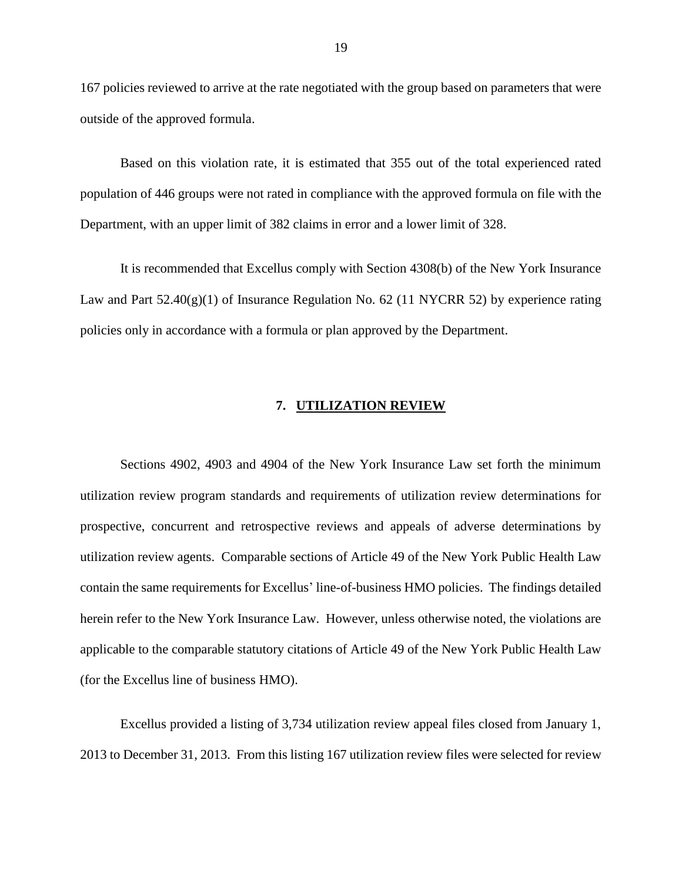167 policies reviewed to arrive at the rate negotiated with the group based on parameters that were outside of the approved formula.

Based on this violation rate, it is estimated that 355 out of the total experienced rated population of 446 groups were not rated in compliance with the approved formula on file with the Department, with an upper limit of 382 claims in error and a lower limit of 328.

It is recommended that Excellus comply with Section 4308(b) of the New York Insurance Law and Part 52.40(g)(1) of Insurance Regulation No. 62 (11 NYCRR 52) by experience rating policies only in accordance with a formula or plan approved by the Department.

## 7. UTILIZATION REVIEW

Sections 4902, 4903 and 4904 of the New York Insurance Law set forth the minimum utilization review program standards and requirements of utilization review determinations for prospective, concurrent and retrospective reviews and appeals of adverse determinations by utilization review agents. Comparable sections of Article 49 of the New York Public Health Law contain the same requirements for Excellus' line-of-business HMO policies. The findings detailed herein refer to the New York Insurance Law. However, unless otherwise noted, the violations are applicable to the comparable statutory citations of Article 49 of the New York Public Health Law (for the Excellus line of business HMO).

Excellus provided a listing of 3,734 utilization review appeal files closed from January 1, 2013 to December 31, 2013. From this listing 167 utilization review files were selected for review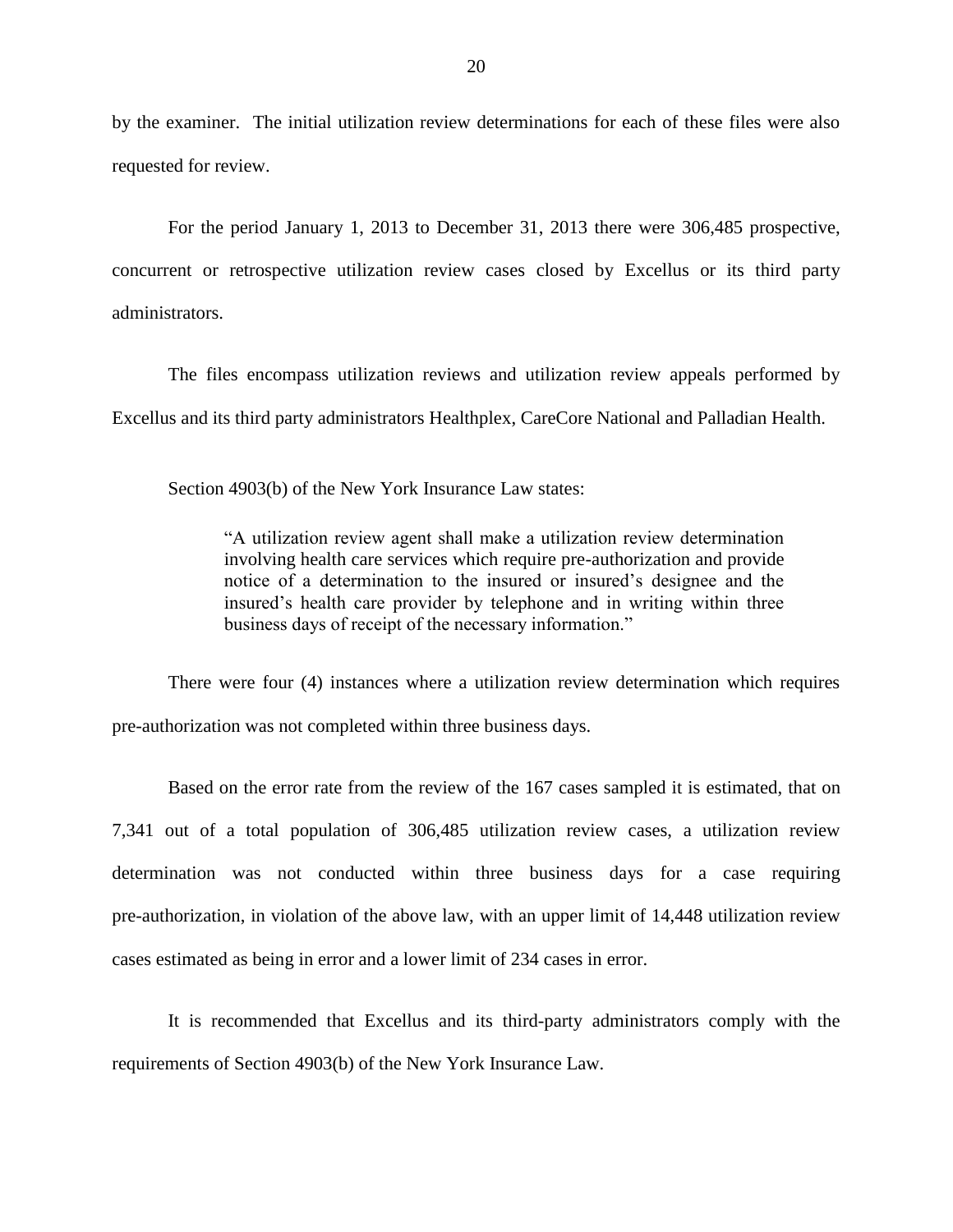by the examiner. The initial utilization review determinations for each of these files were also requested for review.

For the period January 1, 2013 to December 31, 2013 there were 306,485 prospective, concurrent or retrospective utilization review cases closed by Excellus or its third party administrators.

The files encompass utilization reviews and utilization review appeals performed by Excellus and its third party administrators Healthplex, CareCore National and Palladian Health.

Section 4903(b) of the New York Insurance Law states:

> "A utilization review agent shall make a utilization review determination involving health care services which require pre-authorization and provide notice of a determination to the insured or insured's designee and the insured's health care provider by telephone and in writing within three business days of receipt of the necessary information."

There were four (4) instances where a utilization review determination which requires pre-authorization was not completed within three business days.

Based on the error rate from the review of the 167 cases sampled it is estimated, that on 7,341 out of a total population of 306,485 utilization review cases, a utilization review determination was not conducted within three business days for a case requiring pre-authorization, in violation of the above law, with an upper limit of 14,448 utilization review cases estimated as being in error and a lower limit of 234 cases in error.

It is recommended that Excellus and its third-party administrators comply with the requirements of Section 4903(b) of the New York Insurance Law.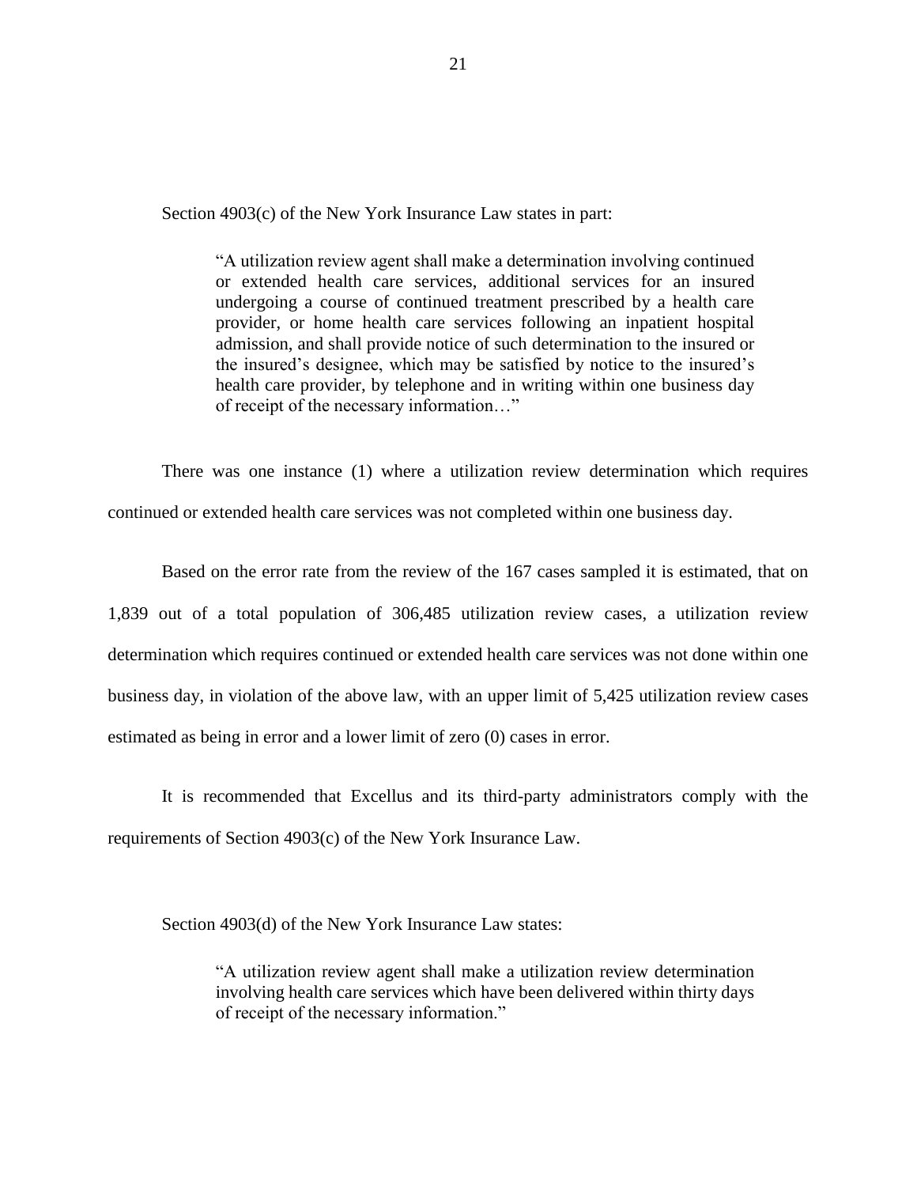Section 4903(c) of the New York Insurance Law states in part:

> "A utilization review agent shall make a determination involving continued or extended health care services, additional services for an insured undergoing a course of continued treatment prescribed by a health care provider, or home health care services following an inpatient hospital admission, and shall provide notice of such determination to the insured or the insured's designee, which may be satisfied by notice to the insured's health care provider, by telephone and in writing within one business day of receipt of the necessary information…"

There was one instance (1) where a utilization review determination which requires continued or extended health care services was not completed within one business day.

Based on the error rate from the review of the 167 cases sampled it is estimated, that on 1,839 out of a total population of 306,485 utilization review cases, a utilization review determination which requires continued or extended health care services was not done within one business day, in violation of the above law, with an upper limit of 5,425 utilization review cases estimated as being in error and a lower limit of zero (0) cases in error.

It is recommended that Excellus and its third-party administrators comply with the requirements of Section 4903(c) of the New York Insurance Law.

Section 4903(d) of the New York Insurance Law states:

> "A utilization review agent shall make a utilization review determination involving health care services which have been delivered within thirty days of receipt of the necessary information."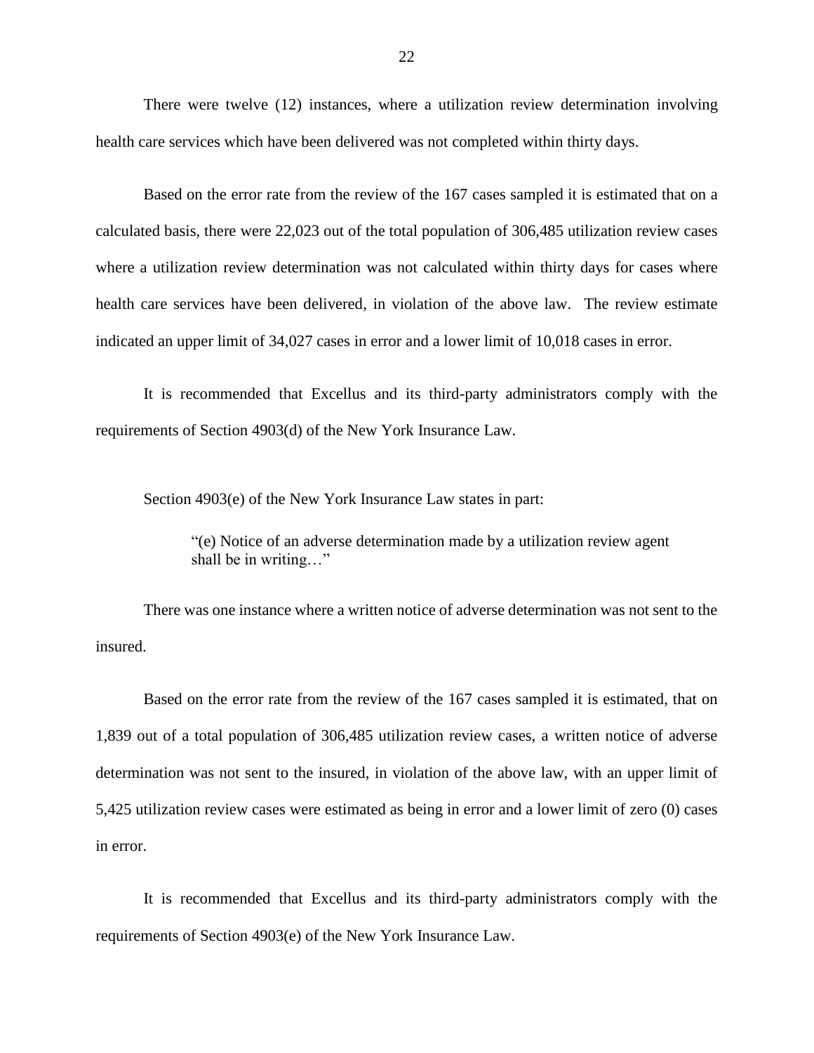There were twelve (12) instances, where a utilization review determination involving health care services which have been delivered was not completed within thirty days.

Based on the error rate from the review of the 167 cases sampled it is estimated that on a calculated basis, there were 22,023 out of the total population of 306,485 utilization review cases where a utilization review determination was not calculated within thirty days for cases where health care services have been delivered, in violation of the above law. The review estimate indicated an upper limit of 34,027 cases in error and a lower limit of 10,018 cases in error.

It is recommended that Excellus and its third-party administrators comply with the requirements of Section 4903(d) of the New York Insurance Law.

Section 4903(e) of the New York Insurance Law states in part:

> "(e) Notice of an adverse determination made by a utilization review agent shall be in writing…"

There was one instance where a written notice of adverse determination was not sent to the insured.

Based on the error rate from the review of the 167 cases sampled it is estimated, that on 1,839 out of a total population of 306,485 utilization review cases, a written notice of adverse determination was not sent to the insured, in violation of the above law, with an upper limit of 5,425 utilization review cases were estimated as being in error and a lower limit of zero (0) cases in error.

It is recommended that Excellus and its third-party administrators comply with the requirements of Section 4903(e) of the New York Insurance Law.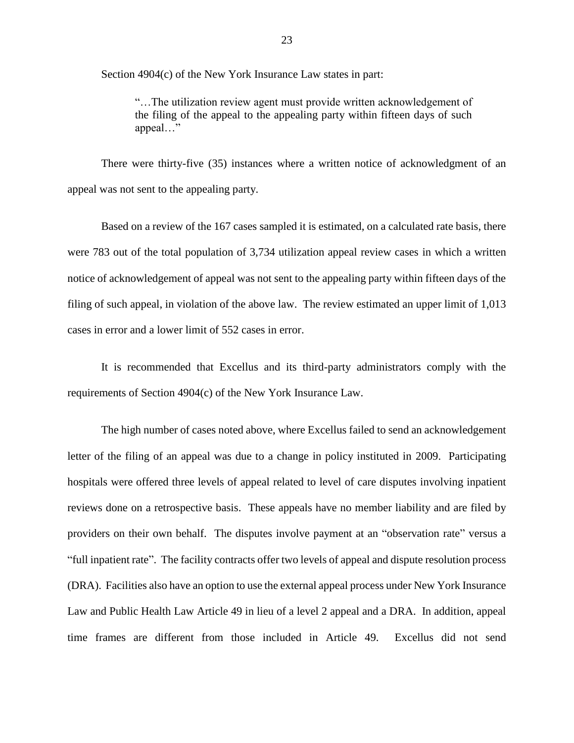Section 4904(c) of the New York Insurance Law states in part:

> "…The utilization review agent must provide written acknowledgement of the filing of the appeal to the appealing party within fifteen days of such appeal…"

There were thirty-five (35) instances where a written notice of acknowledgment of an appeal was not sent to the appealing party.

Based on a review of the 167 cases sampled it is estimated, on a calculated rate basis, there were 783 out of the total population of 3,734 utilization appeal review cases in which a written notice of acknowledgement of appeal was not sent to the appealing party within fifteen days of the filing of such appeal, in violation of the above law. The review estimated an upper limit of 1,013 cases in error and a lower limit of 552 cases in error.

It is recommended that Excellus and its third-party administrators comply with the requirements of Section 4904(c) of the New York Insurance Law.

The high number of cases noted above, where Excellus failed to send an acknowledgement letter of the filing of an appeal was due to a change in policy instituted in 2009. Participating hospitals were offered three levels of appeal related to level of care disputes involving inpatient reviews done on a retrospective basis. These appeals have no member liability and are filed by providers on their own behalf. The disputes involve payment at an "observation rate" versus a "full inpatient rate". The facility contracts offer two levels of appeal and dispute resolution process (DRA). Facilities also have an option to use the external appeal process under New York Insurance Law and Public Health Law Article 49 in lieu of a level 2 appeal and a DRA. In addition, appeal time frames are different from those included in Article 49. Excellus did not send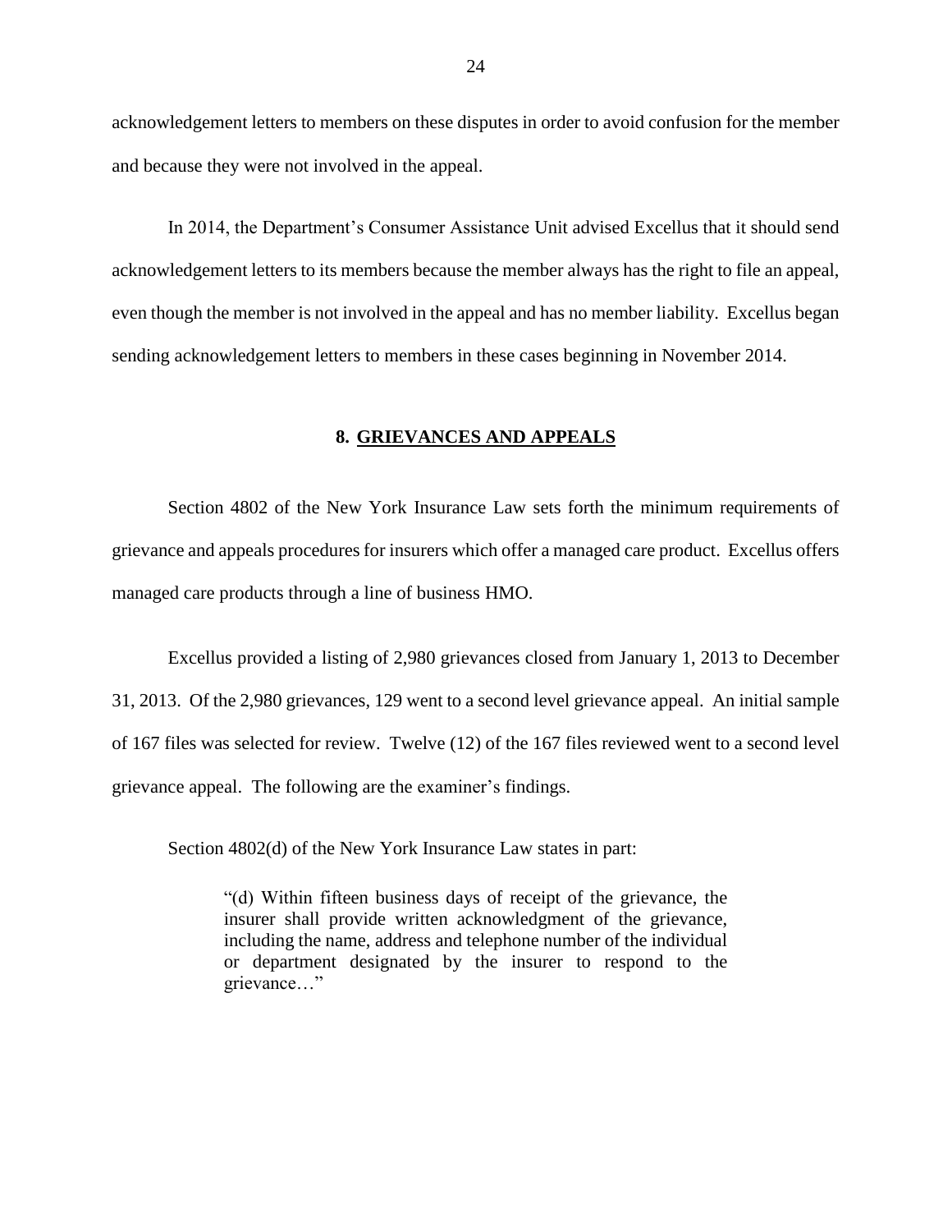acknowledgement letters to members on these disputes in order to avoid confusion for the member and because they were not involved in the appeal.

In 2014, the Department's Consumer Assistance Unit advised Excellus that it should send acknowledgement letters to its members because the member always has the right to file an appeal, even though the member is not involved in the appeal and has no member liability. Excellus began sending acknowledgement letters to members in these cases beginning in November 2014.

## 8. GRIEVANCES AND APPEALS

Section 4802 of the New York Insurance Law sets forth the minimum requirements of grievance and appeals procedures for insurers which offer a managed care product. Excellus offers managed care products through a line of business HMO.

Excellus provided a listing of 2,980 grievances closed from January 1, 2013 to December 31, 2013. Of the 2,980 grievances, 129 went to a second level grievance appeal. An initial sample of 167 files was selected for review. Twelve (12) of the 167 files reviewed went to a second level grievance appeal. The following are the examiner's findings.

Section 4802(d) of the New York Insurance Law states in part:

> "(d) Within fifteen business days of receipt of the grievance, the insurer shall provide written acknowledgment of the grievance, including the name, address and telephone number of the individual or department designated by the insurer to respond to the grievance…"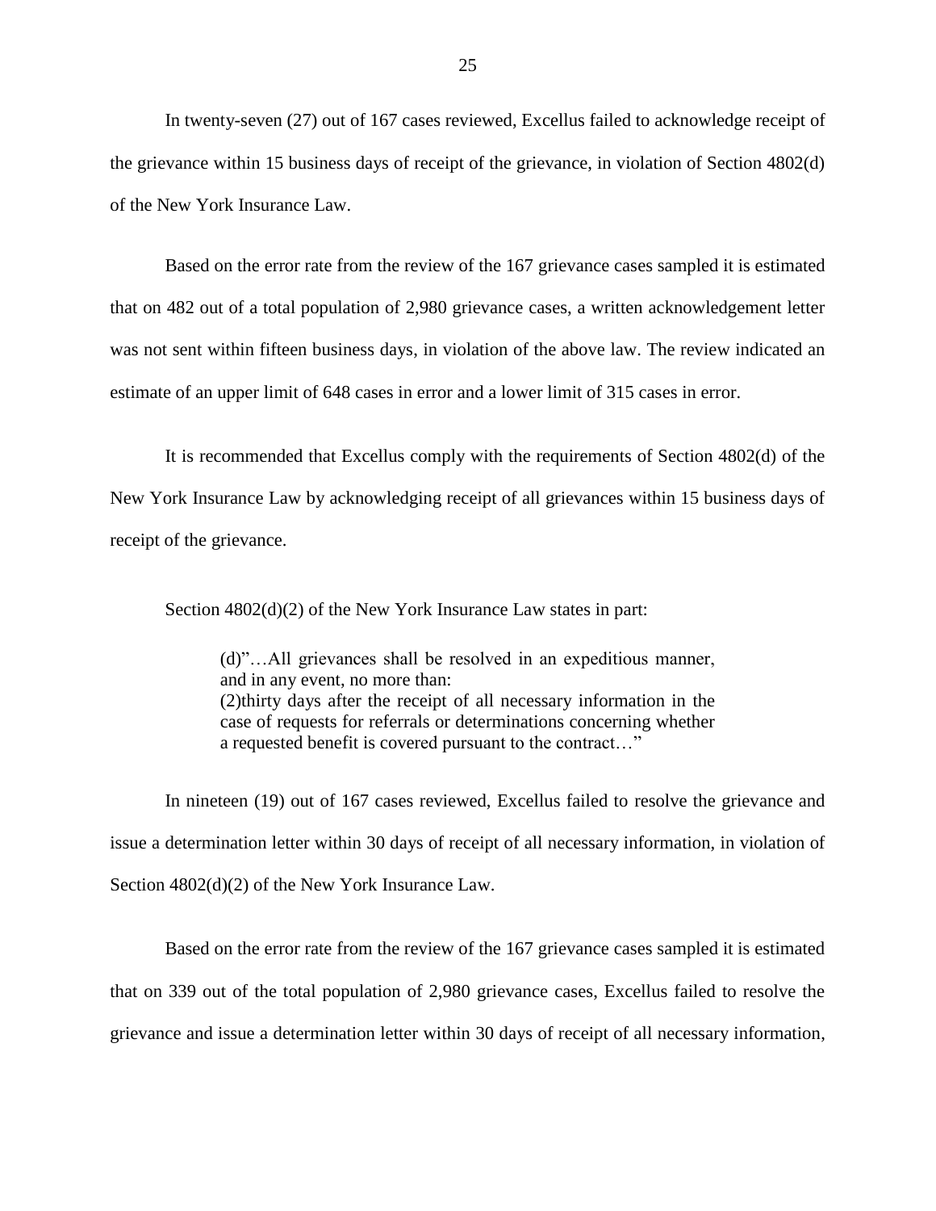In twenty-seven (27) out of 167 cases reviewed, Excellus failed to acknowledge receipt of the grievance within 15 business days of receipt of the grievance, in violation of Section 4802(d) of the New York Insurance Law.

Based on the error rate from the review of the 167 grievance cases sampled it is estimated that on 482 out of a total population of 2,980 grievance cases, a written acknowledgement letter was not sent within fifteen business days, in violation of the above law. The review indicated an estimate of an upper limit of 648 cases in error and a lower limit of 315 cases in error.

It is recommended that Excellus comply with the requirements of Section 4802(d) of the New York Insurance Law by acknowledging receipt of all grievances within 15 business days of receipt of the grievance.

Section 4802(d)(2) of the New York Insurance Law states in part:

> (d)"…All grievances shall be resolved in an expeditious manner, and in any event, no more than:
> (2)thirty days after the receipt of all necessary information in the case of requests for referrals or determinations concerning whether a requested benefit is covered pursuant to the contract…"

In nineteen (19) out of 167 cases reviewed, Excellus failed to resolve the grievance and issue a determination letter within 30 days of receipt of all necessary information, in violation of Section 4802(d)(2) of the New York Insurance Law.

Based on the error rate from the review of the 167 grievance cases sampled it is estimated that on 339 out of the total population of 2,980 grievance cases, Excellus failed to resolve the grievance and issue a determination letter within 30 days of receipt of all necessary information,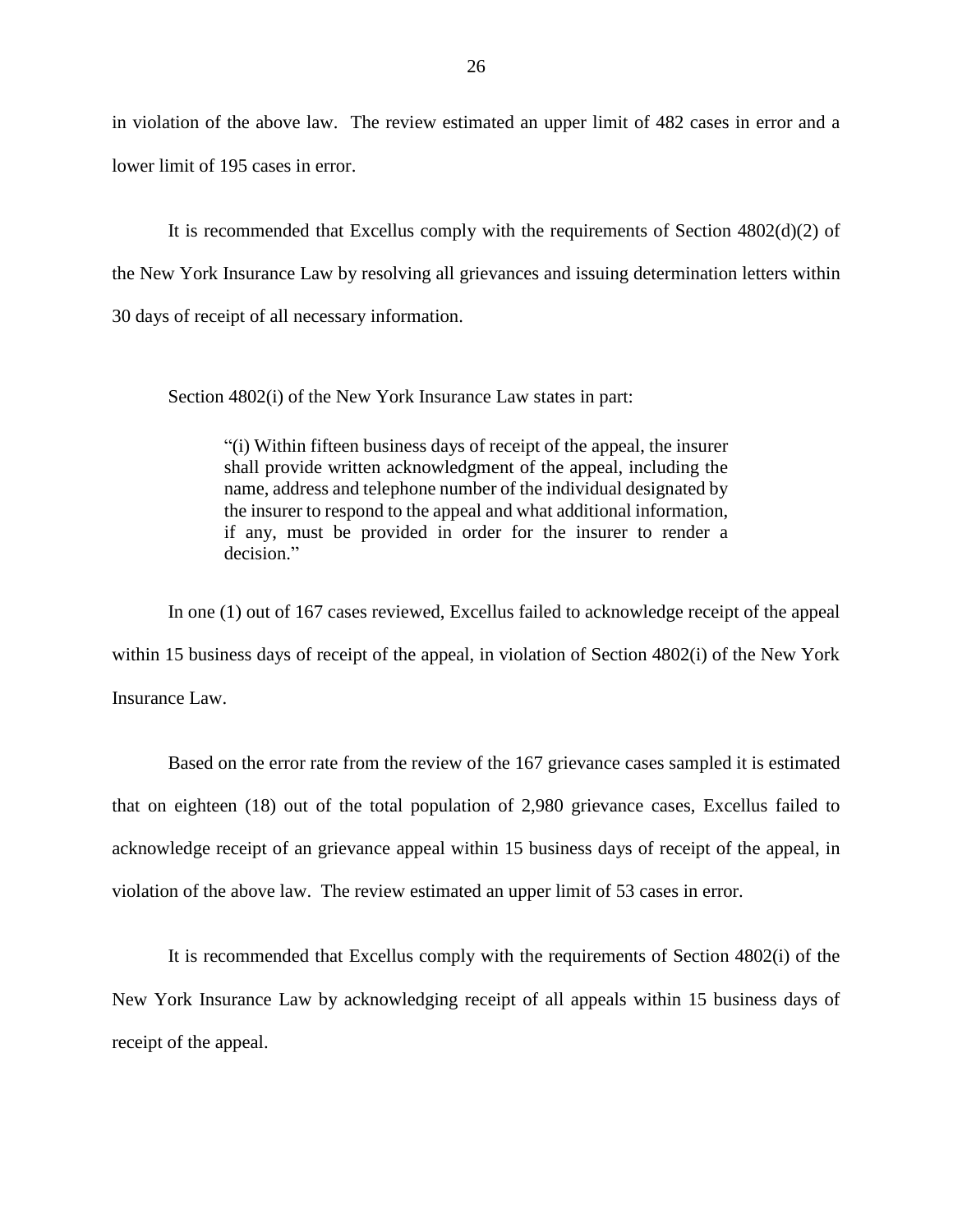in violation of the above law. The review estimated an upper limit of 482 cases in error and a lower limit of 195 cases in error.

It is recommended that Excellus comply with the requirements of Section 4802(d)(2) of the New York Insurance Law by resolving all grievances and issuing determination letters within 30 days of receipt of all necessary information.

Section 4802(i) of the New York Insurance Law states in part:

> "(i) Within fifteen business days of receipt of the appeal, the insurer shall provide written acknowledgment of the appeal, including the name, address and telephone number of the individual designated by the insurer to respond to the appeal and what additional information, if any, must be provided in order for the insurer to render a decision."

In one (1) out of 167 cases reviewed, Excellus failed to acknowledge receipt of the appeal within 15 business days of receipt of the appeal, in violation of Section 4802(i) of the New York Insurance Law.

Based on the error rate from the review of the 167 grievance cases sampled it is estimated that on eighteen (18) out of the total population of 2,980 grievance cases, Excellus failed to acknowledge receipt of an grievance appeal within 15 business days of receipt of the appeal, in violation of the above law. The review estimated an upper limit of 53 cases in error.

It is recommended that Excellus comply with the requirements of Section 4802(i) of the New York Insurance Law by acknowledging receipt of all appeals within 15 business days of receipt of the appeal.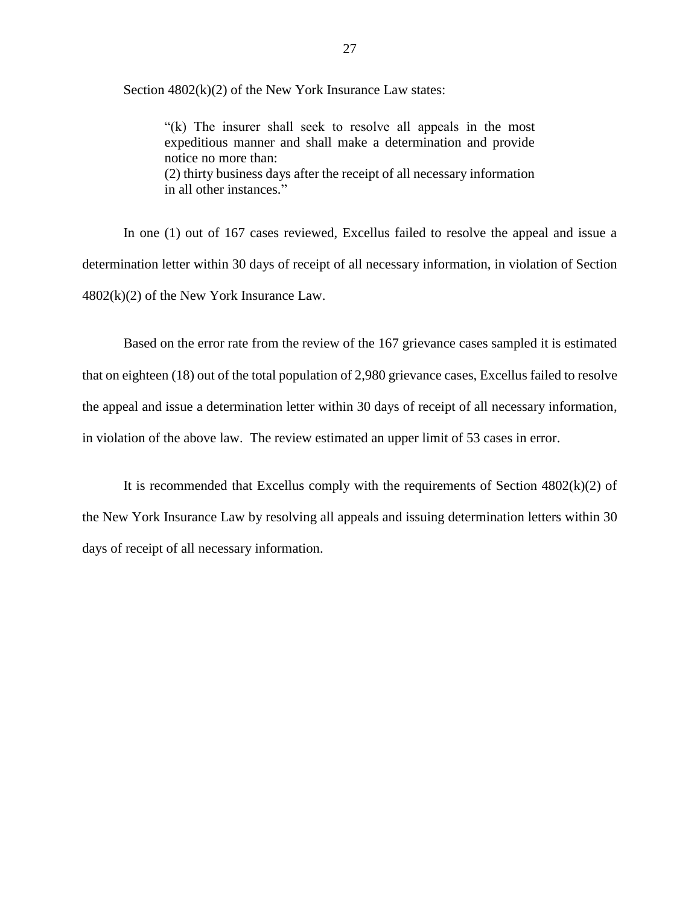Section 4802(k)(2) of the New York Insurance Law states:

> "(k) The insurer shall seek to resolve all appeals in the most expeditious manner and shall make a determination and provide notice no more than:
> (2) thirty business days after the receipt of all necessary information in all other instances."

In one (1) out of 167 cases reviewed, Excellus failed to resolve the appeal and issue a determination letter within 30 days of receipt of all necessary information, in violation of Section 4802(k)(2) of the New York Insurance Law.

Based on the error rate from the review of the 167 grievance cases sampled it is estimated that on eighteen (18) out of the total population of 2,980 grievance cases, Excellus failed to resolve the appeal and issue a determination letter within 30 days of receipt of all necessary information, in violation of the above law. The review estimated an upper limit of 53 cases in error.

It is recommended that Excellus comply with the requirements of Section 4802(k)(2) of the New York Insurance Law by resolving all appeals and issuing determination letters within 30 days of receipt of all necessary information.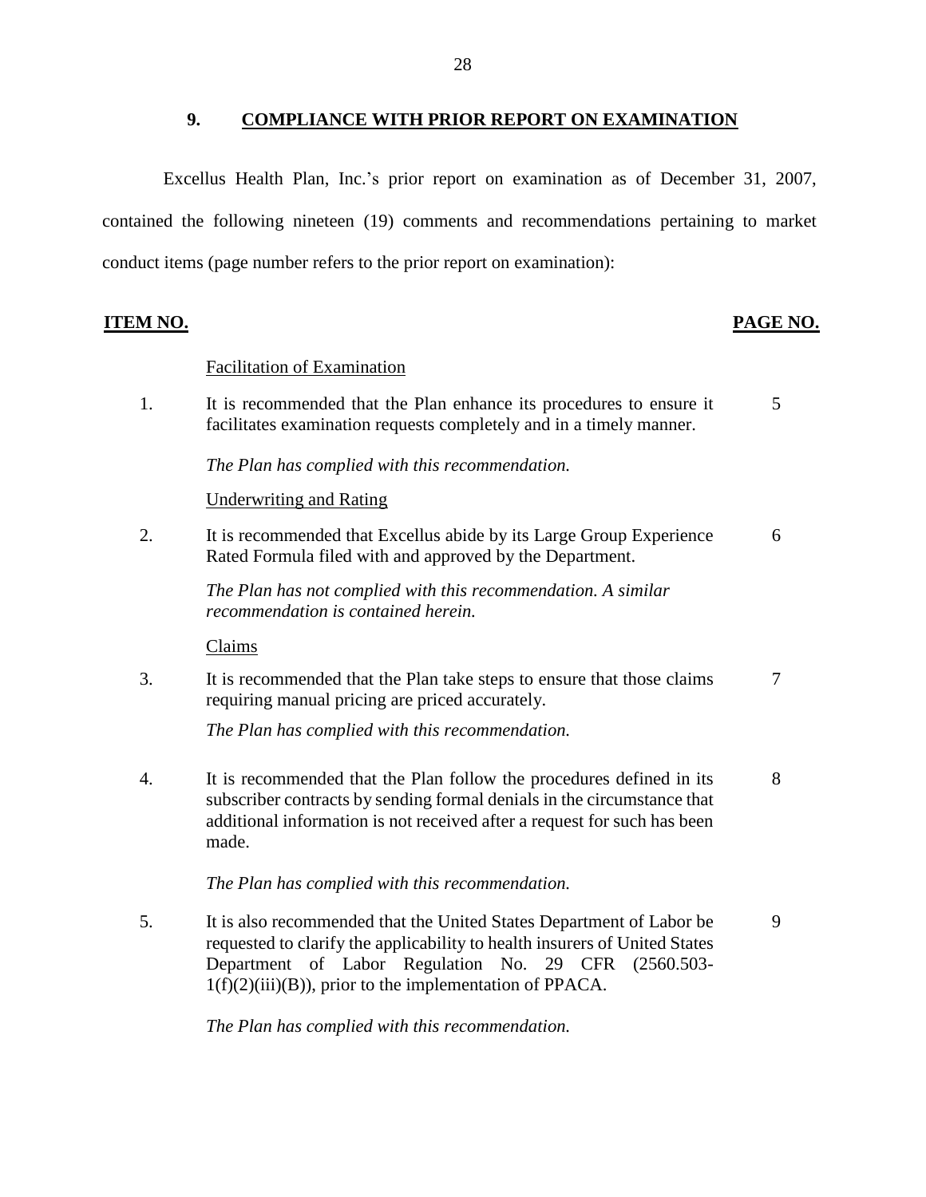## 9. COMPLIANCE WITH PRIOR REPORT ON EXAMINATION

Excellus Health Plan, Inc.'s prior report on examination as of December 31, 2007, contained the following nineteen (19) comments and recommendations pertaining to market conduct items (page number refers to the prior report on examination):

| ITEM NO. | | PAGE NO. |
|---|---|---|
| | Facilitation of Examination | |
| 1. | It is recommended that the Plan enhance its procedures to ensure it facilitates examination requests completely and in a timely manner.<br><br>*The Plan has complied with this recommendation.* | 5 |
| | Underwriting and Rating | |
| 2. | It is recommended that Excellus abide by its Large Group Experience Rated Formula filed with and approved by the Department.<br><br>*The Plan has not complied with this recommendation. A similar recommendation is contained herein.* | 6 |
| | Claims | |
| 3. | It is recommended that the Plan take steps to ensure that those claims requiring manual pricing are priced accurately.<br><br>*The Plan has complied with this recommendation.* | 7 |
| 4. | It is recommended that the Plan follow the procedures defined in its subscriber contracts by sending formal denials in the circumstance that additional information is not received after a request for such has been made.<br><br>*The Plan has complied with this recommendation.* | 8 |
| 5. | It is also recommended that the United States Department of Labor be requested to clarify the applicability to health insurers of United States Department of Labor Regulation No. 29 CFR (2560.503-1(f)(2)(iii)(B)), prior to the implementation of PPACA.<br><br>*The Plan has complied with this recommendation.* | 9 |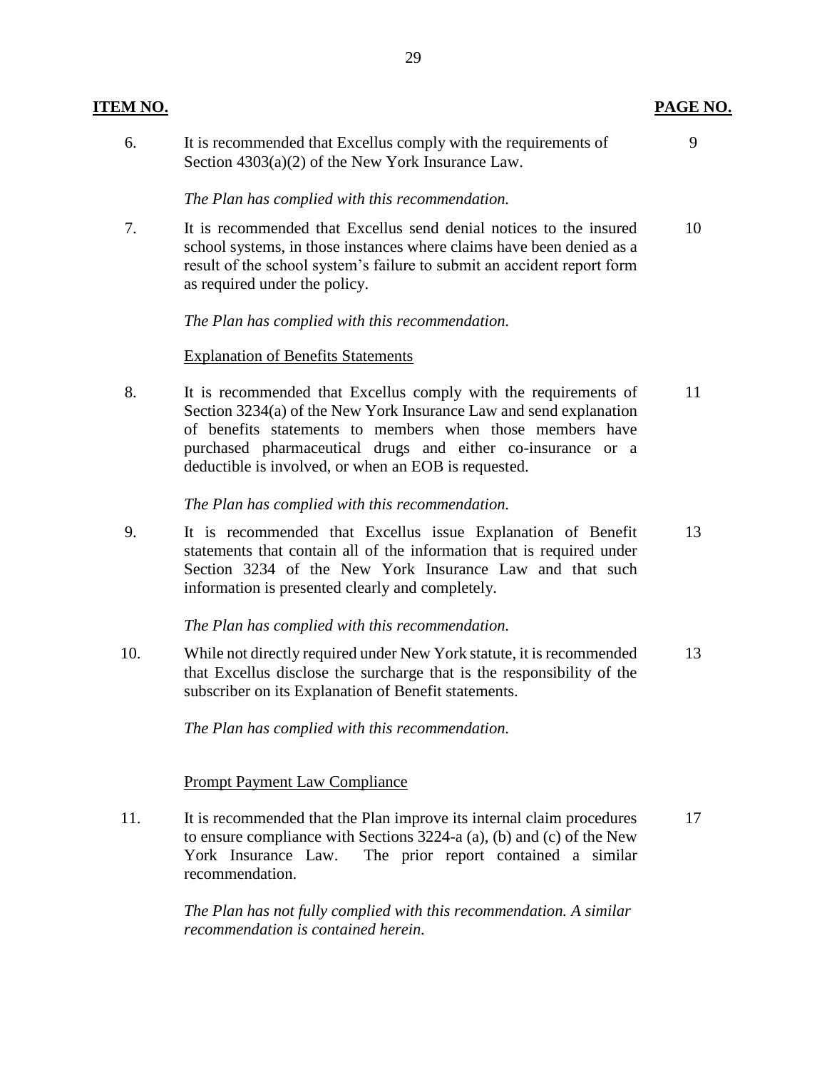| ITEM NO. | | PAGE NO. |
|---|---|---|
| 6. | It is recommended that Excellus comply with the requirements of Section 4303(a)(2) of the New York Insurance Law.<br><br>*The Plan has complied with this recommendation.* | 9 |
| 7. | It is recommended that Excellus send denial notices to the insured school systems, in those instances where claims have been denied as a result of the school system's failure to submit an accident report form as required under the policy.<br><br>*The Plan has complied with this recommendation.* | 10 |
| | <u>Explanation of Benefits Statements</u> | |
| 8. | It is recommended that Excellus comply with the requirements of Section 3234(a) of the New York Insurance Law and send explanation of benefits statements to members when those members have purchased pharmaceutical drugs and either co-insurance or a deductible is involved, or when an EOB is requested.<br><br>*The Plan has complied with this recommendation.* | 11 |
| 9. | It is recommended that Excellus issue Explanation of Benefit statements that contain all of the information that is required under Section 3234 of the New York Insurance Law and that such information is presented clearly and completely.<br><br>*The Plan has complied with this recommendation.* | 13 |
| 10. | While not directly required under New York statute, it is recommended that Excellus disclose the surcharge that is the responsibility of the subscriber on its Explanation of Benefit statements.<br><br>*The Plan has complied with this recommendation.* | 13 |
| | <u>Prompt Payment Law Compliance</u> | |
| 11. | It is recommended that the Plan improve its internal claim procedures to ensure compliance with Sections 3224-a (a), (b) and (c) of the New York Insurance Law. The prior report contained a similar recommendation.<br><br>*The Plan has not fully complied with this recommendation. A similar recommendation is contained herein.* | 17 |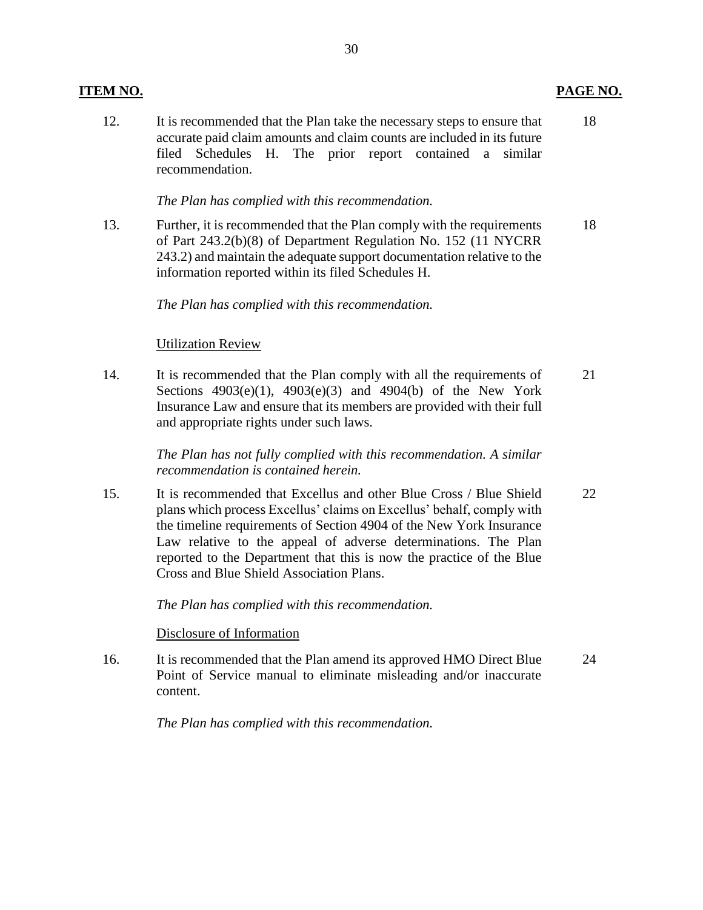| ITEM NO. | | PAGE NO. |
|---|---|---|
| 12. | It is recommended that the Plan take the necessary steps to ensure that accurate paid claim amounts and claim counts are included in its future filed Schedules H. The prior report contained a similar recommendation.<br><br>*The Plan has complied with this recommendation.* | 18 |
| 13. | Further, it is recommended that the Plan comply with the requirements of Part 243.2(b)(8) of Department Regulation No. 152 (11 NYCRR 243.2) and maintain the adequate support documentation relative to the information reported within its filed Schedules H.<br><br>*The Plan has complied with this recommendation.* | 18 |
| | Utilization Review | |
| 14. | It is recommended that the Plan comply with all the requirements of Sections 4903(e)(1), 4903(e)(3) and 4904(b) of the New York Insurance Law and ensure that its members are provided with their full and appropriate rights under such laws.<br><br>*The Plan has not fully complied with this recommendation. A similar recommendation is contained herein.* | 21 |
| 15. | It is recommended that Excellus and other Blue Cross / Blue Shield plans which process Excellus' claims on Excellus' behalf, comply with the timeline requirements of Section 4904 of the New York Insurance Law relative to the appeal of adverse determinations. The Plan reported to the Department that this is now the practice of the Blue Cross and Blue Shield Association Plans.<br><br>*The Plan has complied with this recommendation.* | 22 |
| | Disclosure of Information | |
| 16. | It is recommended that the Plan amend its approved HMO Direct Blue Point of Service manual to eliminate misleading and/or inaccurate content.<br><br>*The Plan has complied with this recommendation.* | 24 |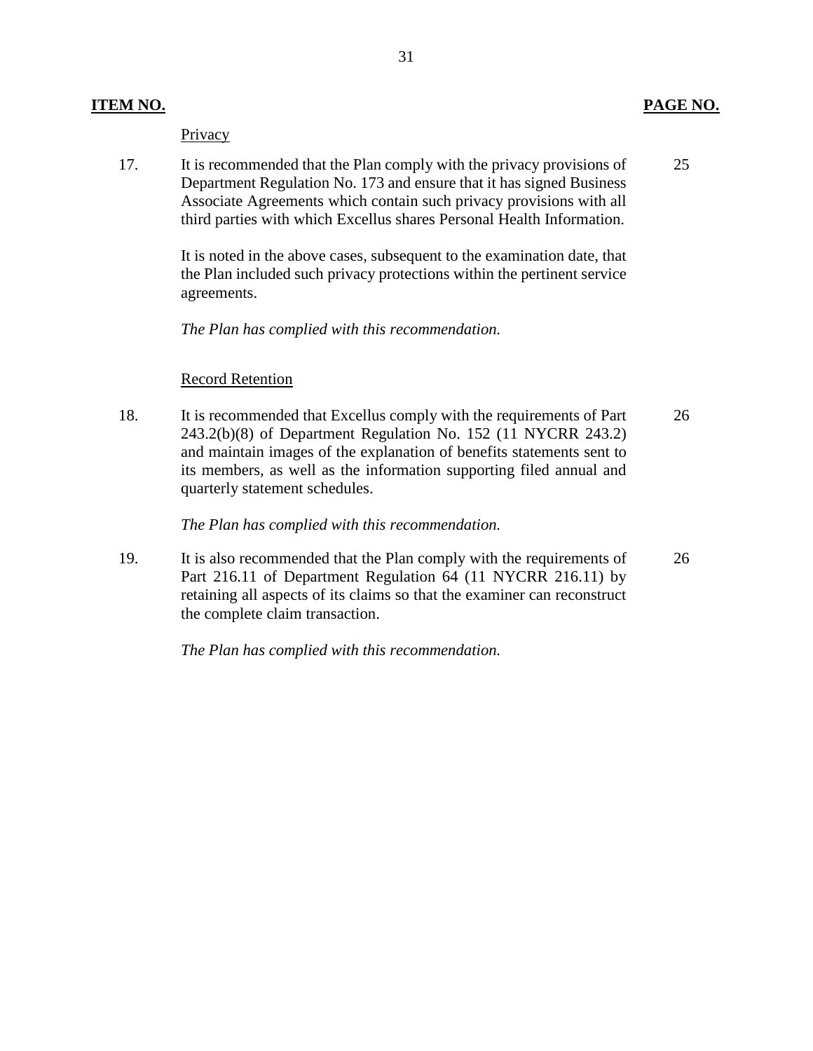| ITEM NO. | | PAGE NO. |
|---|---|---|
| | Privacy | |
| 17. | It is recommended that the Plan comply with the privacy provisions of Department Regulation No. 173 and ensure that it has signed Business Associate Agreements which contain such privacy provisions with all third parties with which Excellus shares Personal Health Information.<br><br>It is noted in the above cases, subsequent to the examination date, that the Plan included such privacy protections within the pertinent service agreements.<br><br>*The Plan has complied with this recommendation.* | 25 |
| | Record Retention | |
| 18. | It is recommended that Excellus comply with the requirements of Part 243.2(b)(8) of Department Regulation No. 152 (11 NYCRR 243.2) and maintain images of the explanation of benefits statements sent to its members, as well as the information supporting filed annual and quarterly statement schedules.<br><br>*The Plan has complied with this recommendation.* | 26 |
| 19. | It is also recommended that the Plan comply with the requirements of Part 216.11 of Department Regulation 64 (11 NYCRR 216.11) by retaining all aspects of its claims so that the examiner can reconstruct the complete claim transaction.<br><br>*The Plan has complied with this recommendation.* | 26 |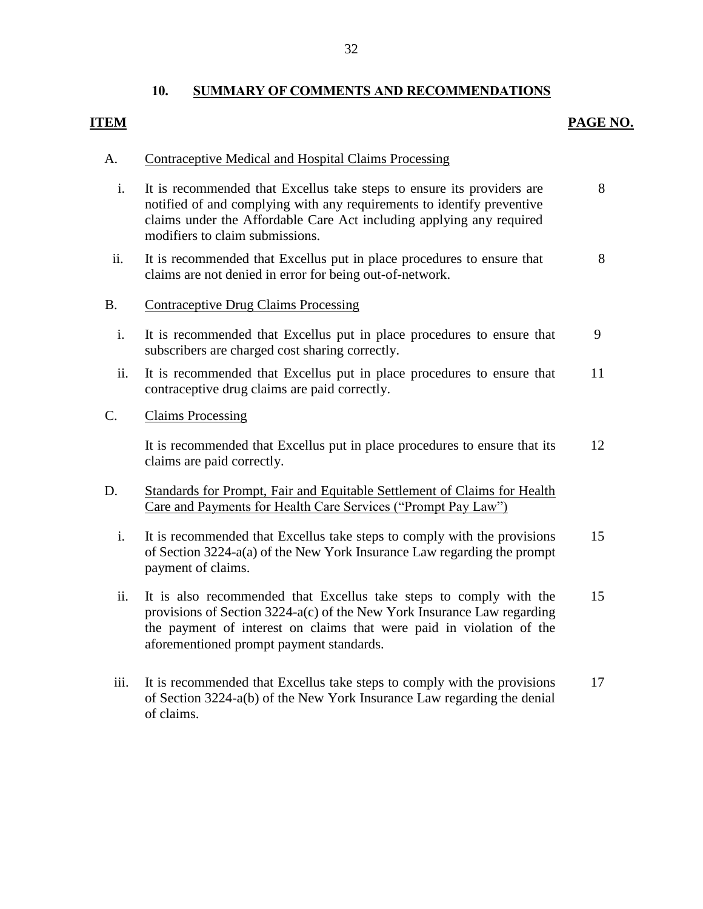## 10. SUMMARY OF COMMENTS AND RECOMMENDATIONS

| ITEM | | PAGE NO. |
|---|---|---|
| A. | Contraceptive Medical and Hospital Claims Processing | |
| i. | It is recommended that Excellus take steps to ensure its providers are notified of and complying with any requirements to identify preventive claims under the Affordable Care Act including applying any required modifiers to claim submissions. | 8 |
| ii. | It is recommended that Excellus put in place procedures to ensure that claims are not denied in error for being out-of-network. | 8 |
| B. | Contraceptive Drug Claims Processing | |
| i. | It is recommended that Excellus put in place procedures to ensure that subscribers are charged cost sharing correctly. | 9 |
| ii. | It is recommended that Excellus put in place procedures to ensure that contraceptive drug claims are paid correctly. | 11 |
| C. | Claims Processing | |
| | It is recommended that Excellus put in place procedures to ensure that its claims are paid correctly. | 12 |
| D. | Standards for Prompt, Fair and Equitable Settlement of Claims for Health Care and Payments for Health Care Services ("Prompt Pay Law") | |
| i. | It is recommended that Excellus take steps to comply with the provisions of Section 3224-a(a) of the New York Insurance Law regarding the prompt payment of claims. | 15 |
| ii. | It is also recommended that Excellus take steps to comply with the provisions of Section 3224-a(c) of the New York Insurance Law regarding the payment of interest on claims that were paid in violation of the aforementioned prompt payment standards. | 15 |
| iii. | It is recommended that Excellus take steps to comply with the provisions of Section 3224-a(b) of the New York Insurance Law regarding the denial of claims. | 17 |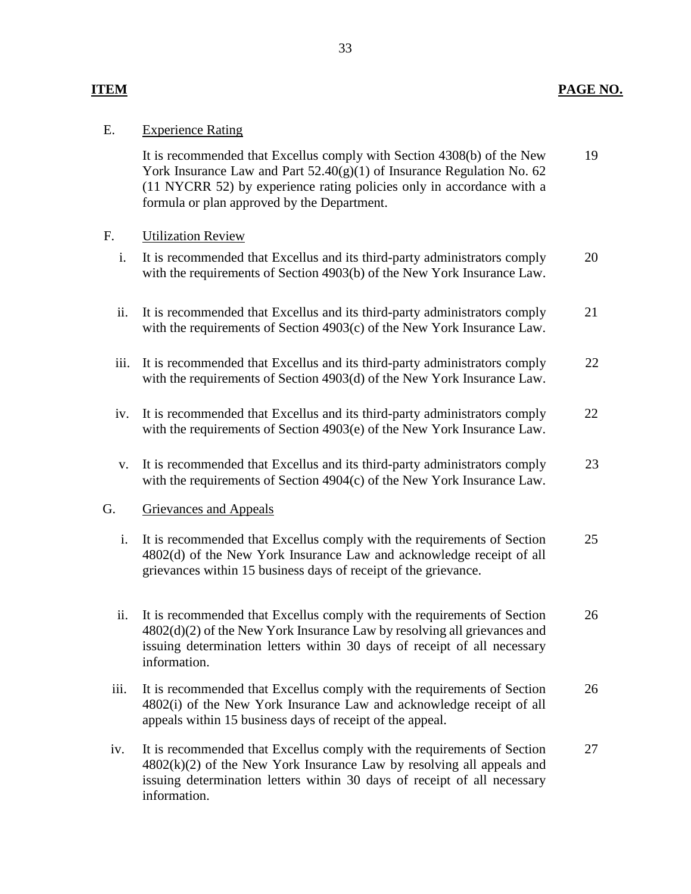| ITEM | | PAGE NO. |
|---|---|---|
| E. | Experience Rating | |
| | It is recommended that Excellus comply with Section 4308(b) of the New York Insurance Law and Part 52.40(g)(1) of Insurance Regulation No. 62 (11 NYCRR 52) by experience rating policies only in accordance with a formula or plan approved by the Department. | 19 |
| F. | Utilization Review | |
| i. | It is recommended that Excellus and its third-party administrators comply with the requirements of Section 4903(b) of the New York Insurance Law. | 20 |
| ii. | It is recommended that Excellus and its third-party administrators comply with the requirements of Section 4903(c) of the New York Insurance Law. | 21 |
| iii. | It is recommended that Excellus and its third-party administrators comply with the requirements of Section 4903(d) of the New York Insurance Law. | 22 |
| iv. | It is recommended that Excellus and its third-party administrators comply with the requirements of Section 4903(e) of the New York Insurance Law. | 22 |
| v. | It is recommended that Excellus and its third-party administrators comply with the requirements of Section 4904(c) of the New York Insurance Law. | 23 |
| G. | Grievances and Appeals | |
| i. | It is recommended that Excellus comply with the requirements of Section 4802(d) of the New York Insurance Law and acknowledge receipt of all grievances within 15 business days of receipt of the grievance. | 25 |
| ii. | It is recommended that Excellus comply with the requirements of Section 4802(d)(2) of the New York Insurance Law by resolving all grievances and issuing determination letters within 30 days of receipt of all necessary information. | 26 |
| iii. | It is recommended that Excellus comply with the requirements of Section 4802(i) of the New York Insurance Law and acknowledge receipt of all appeals within 15 business days of receipt of the appeal. | 26 |
| iv. | It is recommended that Excellus comply with the requirements of Section 4802(k)(2) of the New York Insurance Law by resolving all appeals and issuing determination letters within 30 days of receipt of all necessary information. | 27 |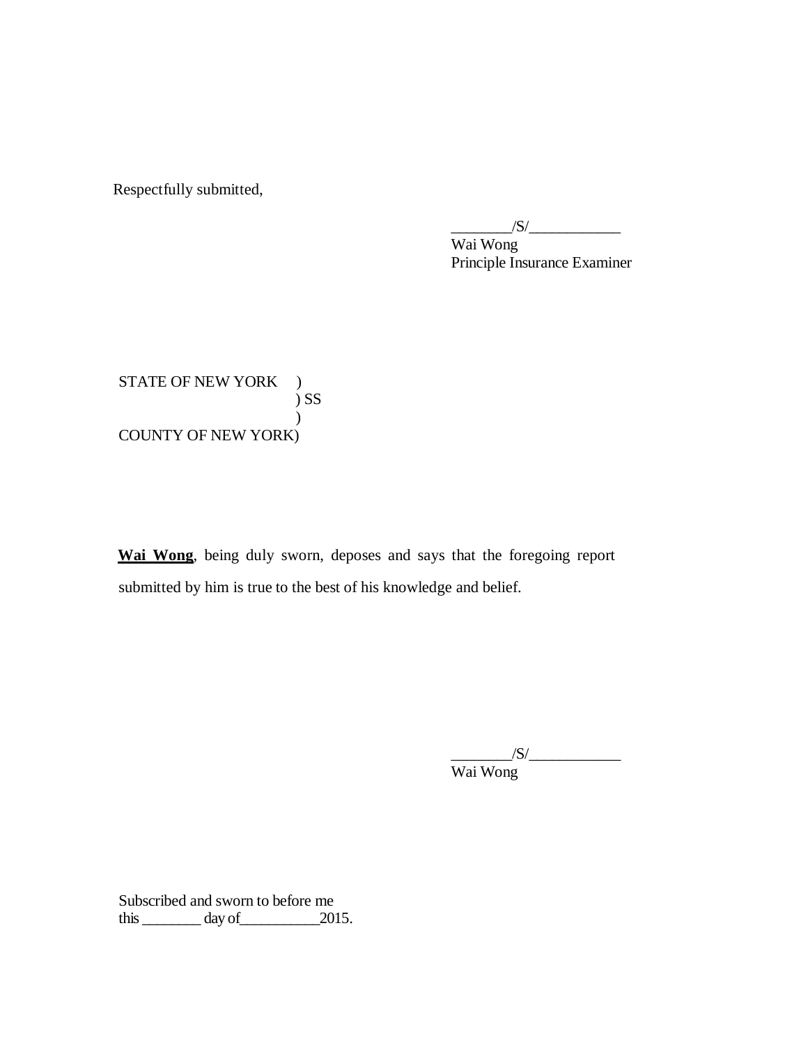Respectfully submitted,

________/S/____________
Wai Wong
Principle Insurance Examiner

STATE OF NEW YORK )
) SS
)
COUNTY OF NEW YORK)

**Wai Wong**, being duly sworn, deposes and says that the foregoing report submitted by him is true to the best of his knowledge and belief.

________/S/____________
Wai Wong

Subscribed and sworn to before me
this ________ day of__________2015.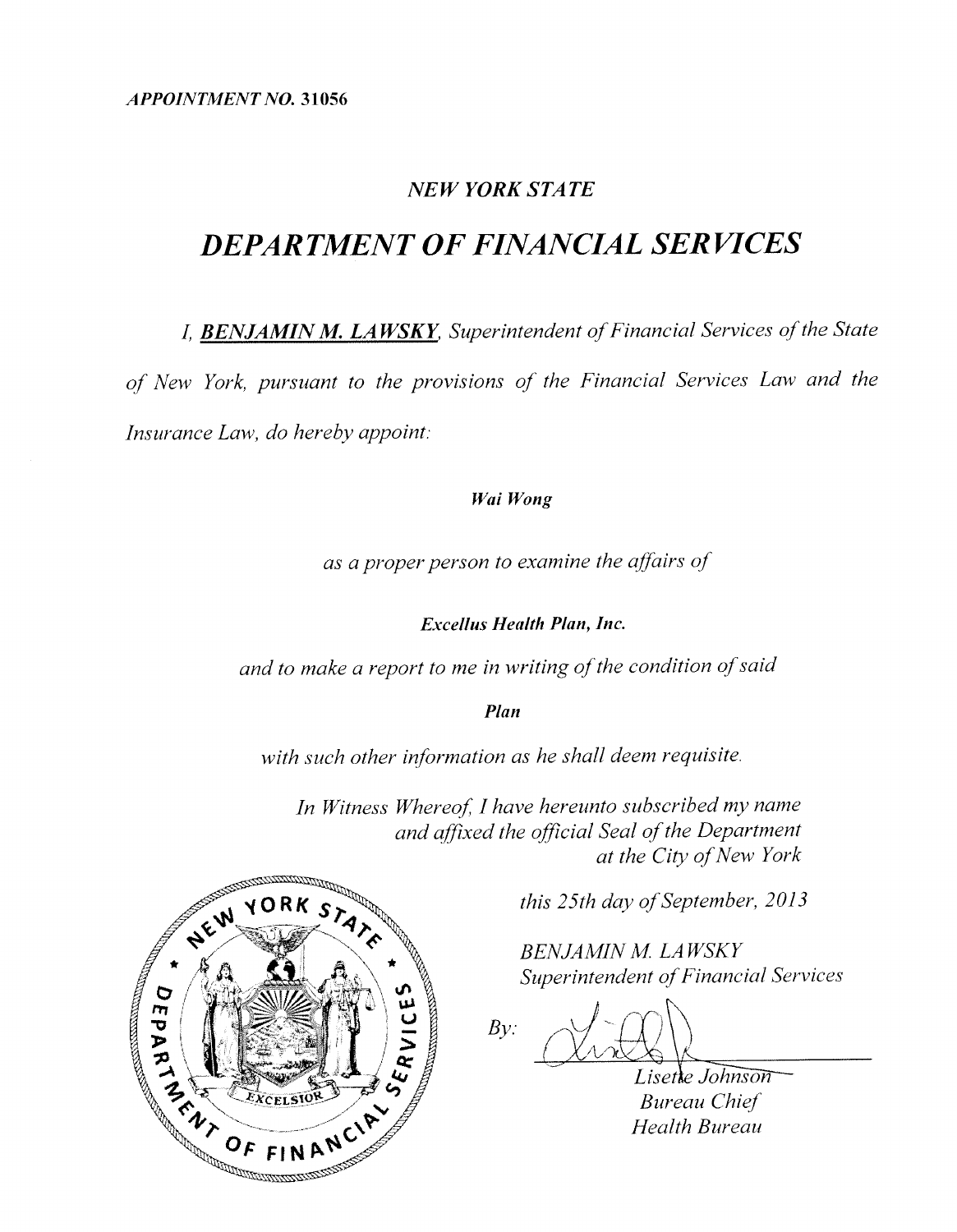*APPOINTMENT NO.* **31056**

*NEW YORK STATE*

# *DEPARTMENT OF FINANCIAL SERVICES*

*I, **BENJAMIN M. LAWSKY**, Superintendent of Financial Services of the State of New York, pursuant to the provisions of the Financial Services Law and the Insurance Law, do hereby appoint:*

***Wai Wong***

*as a proper person to examine the affairs of*

***Excellus Health Plan, Inc.***

*and to make a report to me in writing of the condition of said*

***Plan***

*with such other information as he shall deem requisite.*

*In Witness Whereof, I have hereunto subscribed my name and affixed the official Seal of the Department at the City of New York*

*this 25th day of September, 2013*

*BENJAMIN M. LAWSKY*
*Superintendent of Financial Services*

*By:*

*Lisette Johnson*
*Bureau Chief*
*Health Bureau*

NEW YORK STATE DEPARTMENT OF FINANCIAL SERVICES EXCELSIOR